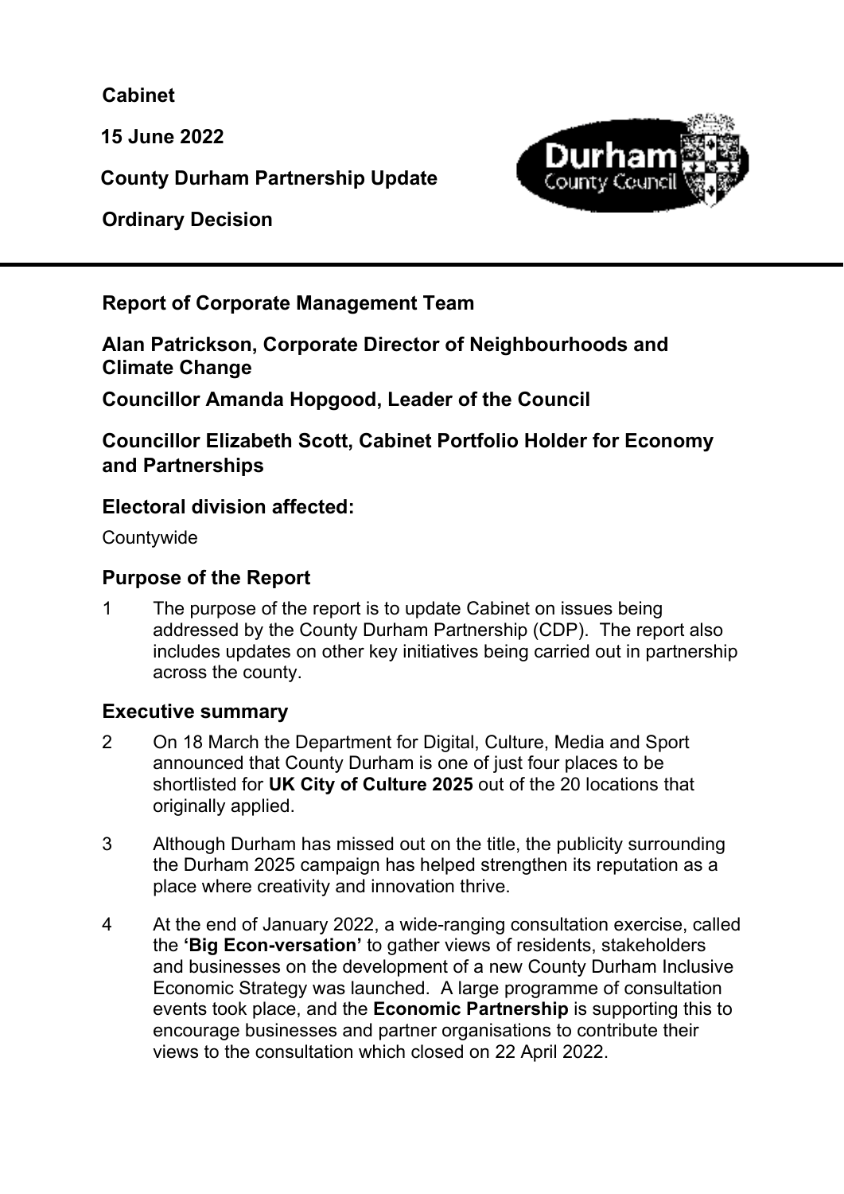**Cabinet**

**15 June 2022**

**County Durham Partnership Update**

**Ordinary Decision**

---

**Report of Corporate Management Team**

**Alan Patrickson, Corporate Director of Neighbourhoods and Climate Change**

**Councillor Amanda Hopgood, Leader of the Council**

**Councillor Elizabeth Scott, Cabinet Portfolio Holder for Economy and Partnerships**

## Electoral division affected:

Countywide

## Purpose of the Report

1 The purpose of the report is to update Cabinet on issues being addressed by the County Durham Partnership (CDP). The report also includes updates on other key initiatives being carried out in partnership across the county.

## Executive summary

2 On 18 March the Department for Digital, Culture, Media and Sport announced that County Durham is one of just four places to be shortlisted for **UK City of Culture 2025** out of the 20 locations that originally applied.

3 Although Durham has missed out on the title, the publicity surrounding the Durham 2025 campaign has helped strengthen its reputation as a place where creativity and innovation thrive.

4 At the end of January 2022, a wide-ranging consultation exercise, called the **'Big Econ-versation'** to gather views of residents, stakeholders and businesses on the development of a new County Durham Inclusive Economic Strategy was launched. A large programme of consultation events took place, and the **Economic Partnership** is supporting this to encourage businesses and partner organisations to contribute their views to the consultation which closed on 22 April 2022.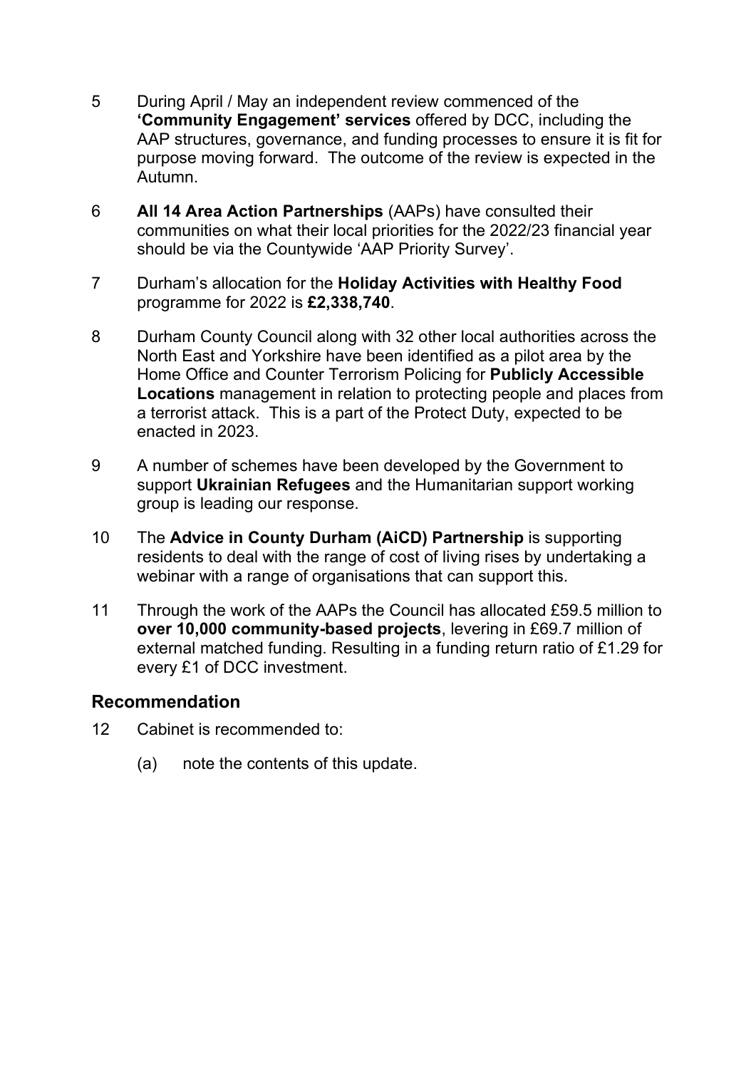5 During April / May an independent review commenced of the **'Community Engagement' services** offered by DCC, including the AAP structures, governance, and funding processes to ensure it is fit for purpose moving forward. The outcome of the review is expected in the Autumn.

6 **All 14 Area Action Partnerships** (AAPs) have consulted their communities on what their local priorities for the 2022/23 financial year should be via the Countywide 'AAP Priority Survey'.

7 Durham's allocation for the **Holiday Activities with Healthy Food** programme for 2022 is **£2,338,740**.

8 Durham County Council along with 32 other local authorities across the North East and Yorkshire have been identified as a pilot area by the Home Office and Counter Terrorism Policing for **Publicly Accessible Locations** management in relation to protecting people and places from a terrorist attack. This is a part of the Protect Duty, expected to be enacted in 2023.

9 A number of schemes have been developed by the Government to support **Ukrainian Refugees** and the Humanitarian support working group is leading our response.

10 The **Advice in County Durham (AiCD) Partnership** is supporting residents to deal with the range of cost of living rises by undertaking a webinar with a range of organisations that can support this.

11 Through the work of the AAPs the Council has allocated £59.5 million to **over 10,000 community-based projects**, levering in £69.7 million of external matched funding. Resulting in a funding return ratio of £1.29 for every £1 of DCC investment.

## Recommendation

12 Cabinet is recommended to:

(a) note the contents of this update.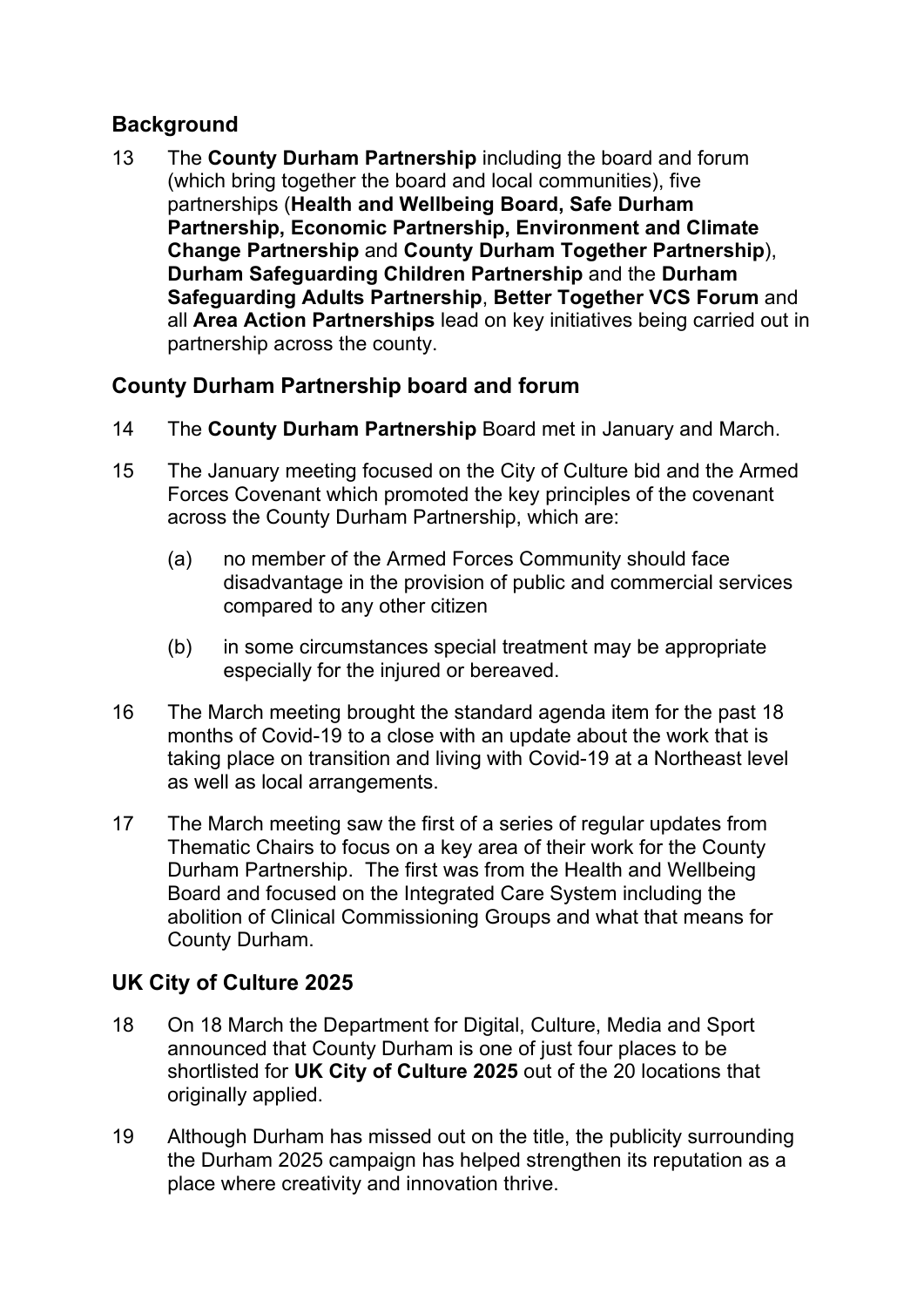## Background

13 The **County Durham Partnership** including the board and forum (which bring together the board and local communities), five partnerships (**Health and Wellbeing Board, Safe Durham Partnership, Economic Partnership, Environment and Climate Change Partnership** and **County Durham Together Partnership**), **Durham Safeguarding Children Partnership** and the **Durham Safeguarding Adults Partnership**, **Better Together VCS Forum** and all **Area Action Partnerships** lead on key initiatives being carried out in partnership across the county.

## County Durham Partnership board and forum

14 The **County Durham Partnership** Board met in January and March.

15 The January meeting focused on the City of Culture bid and the Armed Forces Covenant which promoted the key principles of the covenant across the County Durham Partnership, which are:

   (a) no member of the Armed Forces Community should face disadvantage in the provision of public and commercial services compared to any other citizen

   (b) in some circumstances special treatment may be appropriate especially for the injured or bereaved.

16 The March meeting brought the standard agenda item for the past 18 months of Covid-19 to a close with an update about the work that is taking place on transition and living with Covid-19 at a Northeast level as well as local arrangements.

17 The March meeting saw the first of a series of regular updates from Thematic Chairs to focus on a key area of their work for the County Durham Partnership. The first was from the Health and Wellbeing Board and focused on the Integrated Care System including the abolition of Clinical Commissioning Groups and what that means for County Durham.

## UK City of Culture 2025

18 On 18 March the Department for Digital, Culture, Media and Sport announced that County Durham is one of just four places to be shortlisted for **UK City of Culture 2025** out of the 20 locations that originally applied.

19 Although Durham has missed out on the title, the publicity surrounding the Durham 2025 campaign has helped strengthen its reputation as a place where creativity and innovation thrive.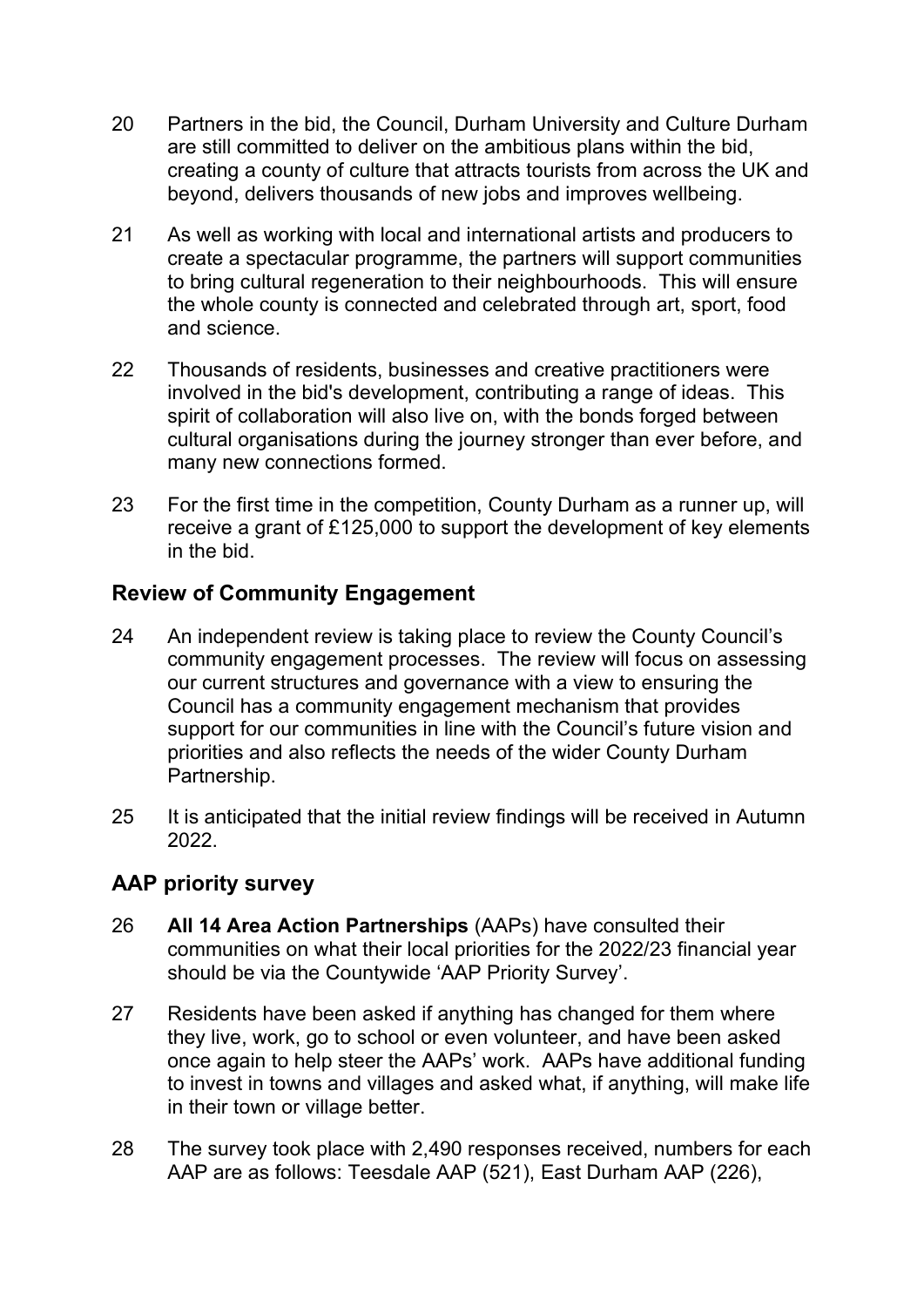20 Partners in the bid, the Council, Durham University and Culture Durham are still committed to deliver on the ambitious plans within the bid, creating a county of culture that attracts tourists from across the UK and beyond, delivers thousands of new jobs and improves wellbeing.

21 As well as working with local and international artists and producers to create a spectacular programme, the partners will support communities to bring cultural regeneration to their neighbourhoods. This will ensure the whole county is connected and celebrated through art, sport, food and science.

22 Thousands of residents, businesses and creative practitioners were involved in the bid's development, contributing a range of ideas. This spirit of collaboration will also live on, with the bonds forged between cultural organisations during the journey stronger than ever before, and many new connections formed.

23 For the first time in the competition, County Durham as a runner up, will receive a grant of £125,000 to support the development of key elements in the bid.

## Review of Community Engagement

24 An independent review is taking place to review the County Council's community engagement processes. The review will focus on assessing our current structures and governance with a view to ensuring the Council has a community engagement mechanism that provides support for our communities in line with the Council's future vision and priorities and also reflects the needs of the wider County Durham Partnership.

25 It is anticipated that the initial review findings will be received in Autumn 2022.

## AAP priority survey

26 **All 14 Area Action Partnerships** (AAPs) have consulted their communities on what their local priorities for the 2022/23 financial year should be via the Countywide 'AAP Priority Survey'.

27 Residents have been asked if anything has changed for them where they live, work, go to school or even volunteer, and have been asked once again to help steer the AAPs' work. AAPs have additional funding to invest in towns and villages and asked what, if anything, will make life in their town or village better.

28 The survey took place with 2,490 responses received, numbers for each AAP are as follows: Teesdale AAP (521), East Durham AAP (226),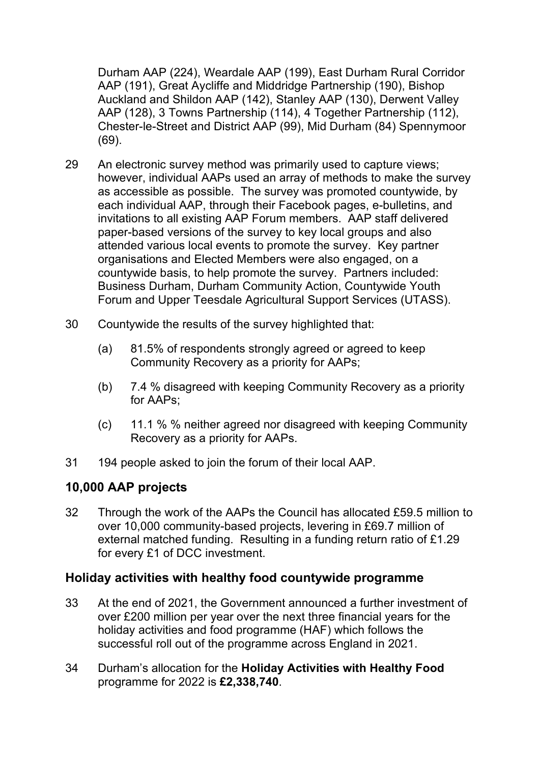Durham AAP (224), Weardale AAP (199), East Durham Rural Corridor AAP (191), Great Aycliffe and Middridge Partnership (190), Bishop Auckland and Shildon AAP (142), Stanley AAP (130), Derwent Valley AAP (128), 3 Towns Partnership (114), 4 Together Partnership (112), Chester-le-Street and District AAP (99), Mid Durham (84) Spennymoor (69).

29 An electronic survey method was primarily used to capture views; however, individual AAPs used an array of methods to make the survey as accessible as possible. The survey was promoted countywide, by each individual AAP, through their Facebook pages, e-bulletins, and invitations to all existing AAP Forum members. AAP staff delivered paper-based versions of the survey to key local groups and also attended various local events to promote the survey. Key partner organisations and Elected Members were also engaged, on a countywide basis, to help promote the survey. Partners included: Business Durham, Durham Community Action, Countywide Youth Forum and Upper Teesdale Agricultural Support Services (UTASS).

30 Countywide the results of the survey highlighted that:

(a) 81.5% of respondents strongly agreed or agreed to keep Community Recovery as a priority for AAPs;

(b) 7.4 % disagreed with keeping Community Recovery as a priority for AAPs;

(c) 11.1 % % neither agreed nor disagreed with keeping Community Recovery as a priority for AAPs.

31 194 people asked to join the forum of their local AAP.

## 10,000 AAP projects

32 Through the work of the AAPs the Council has allocated £59.5 million to over 10,000 community-based projects, levering in £69.7 million of external matched funding. Resulting in a funding return ratio of £1.29 for every £1 of DCC investment.

## Holiday activities with healthy food countywide programme

33 At the end of 2021, the Government announced a further investment of over £200 million per year over the next three financial years for the holiday activities and food programme (HAF) which follows the successful roll out of the programme across England in 2021.

34 Durham's allocation for the **Holiday Activities with Healthy Food** programme for 2022 is **£2,338,740**.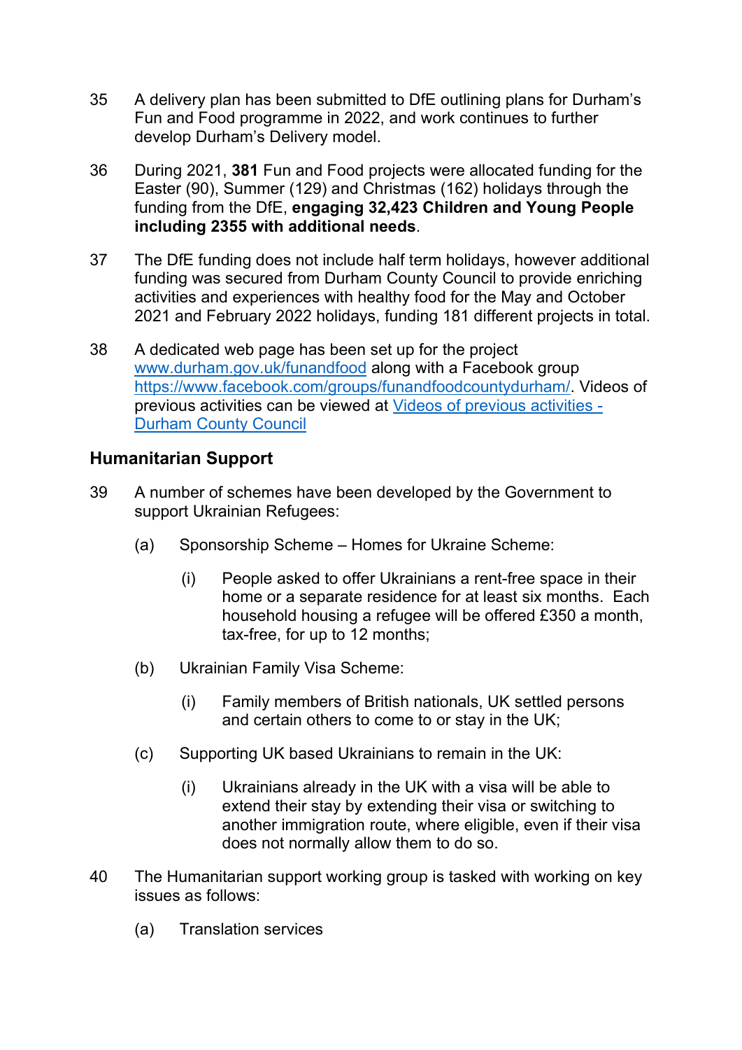35 A delivery plan has been submitted to DfE outlining plans for Durham's Fun and Food programme in 2022, and work continues to further develop Durham's Delivery model.

36 During 2021, **381** Fun and Food projects were allocated funding for the Easter (90), Summer (129) and Christmas (162) holidays through the funding from the DfE, **engaging 32,423 Children and Young People including 2355 with additional needs**.

37 The DfE funding does not include half term holidays, however additional funding was secured from Durham County Council to provide enriching activities and experiences with healthy food for the May and October 2021 and February 2022 holidays, funding 181 different projects in total.

38 A dedicated web page has been set up for the project [www.durham.gov.uk/funandfood](http://www.durham.gov.uk/funandfood) along with a Facebook group [https://www.facebook.com/groups/funandfoodcountydurham/](https://www.facebook.com/groups/funandfoodcountydurham/). Videos of previous activities can be viewed at [Videos of previous activities - Durham County Council]()

## Humanitarian Support

39 A number of schemes have been developed by the Government to support Ukrainian Refugees:

- (a) Sponsorship Scheme – Homes for Ukraine Scheme:
  - (i) People asked to offer Ukrainians a rent-free space in their home or a separate residence for at least six months. Each household housing a refugee will be offered £350 a month, tax-free, for up to 12 months;
- (b) Ukrainian Family Visa Scheme:
  - (i) Family members of British nationals, UK settled persons and certain others to come to or stay in the UK;
- (c) Supporting UK based Ukrainians to remain in the UK:
  - (i) Ukrainians already in the UK with a visa will be able to extend their stay by extending their visa or switching to another immigration route, where eligible, even if their visa does not normally allow them to do so.

40 The Humanitarian support working group is tasked with working on key issues as follows:

- (a) Translation services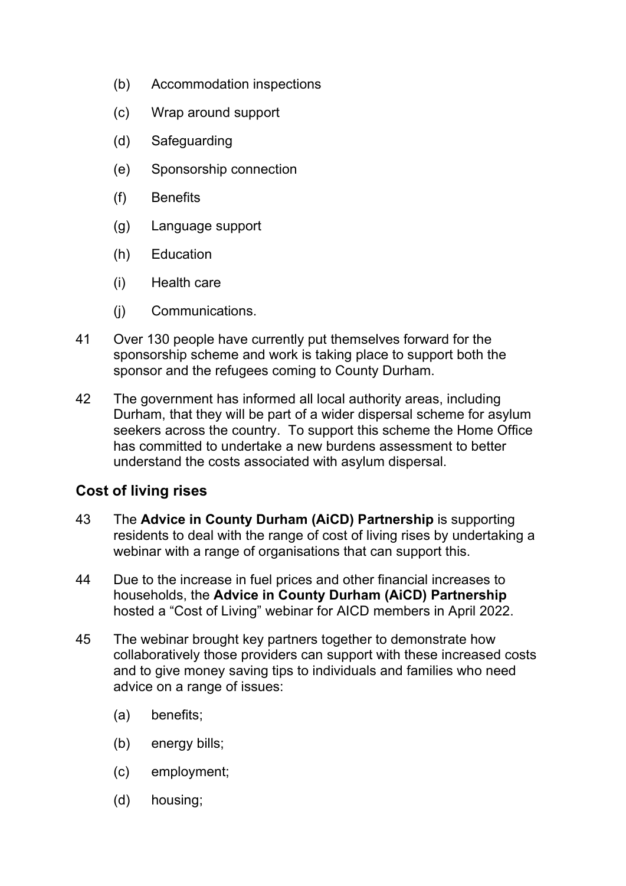(b) Accommodation inspections

(c) Wrap around support

(d) Safeguarding

(e) Sponsorship connection

(f) Benefits

(g) Language support

(h) Education

(i) Health care

(j) Communications.

41 Over 130 people have currently put themselves forward for the sponsorship scheme and work is taking place to support both the sponsor and the refugees coming to County Durham.

42 The government has informed all local authority areas, including Durham, that they will be part of a wider dispersal scheme for asylum seekers across the country. To support this scheme the Home Office has committed to undertake a new burdens assessment to better understand the costs associated with asylum dispersal.

## Cost of living rises

43 The **Advice in County Durham (AiCD) Partnership** is supporting residents to deal with the range of cost of living rises by undertaking a webinar with a range of organisations that can support this.

44 Due to the increase in fuel prices and other financial increases to households, the **Advice in County Durham (AiCD) Partnership** hosted a "Cost of Living" webinar for AICD members in April 2022.

45 The webinar brought key partners together to demonstrate how collaboratively those providers can support with these increased costs and to give money saving tips to individuals and families who need advice on a range of issues:

(a) benefits;

(b) energy bills;

(c) employment;

(d) housing;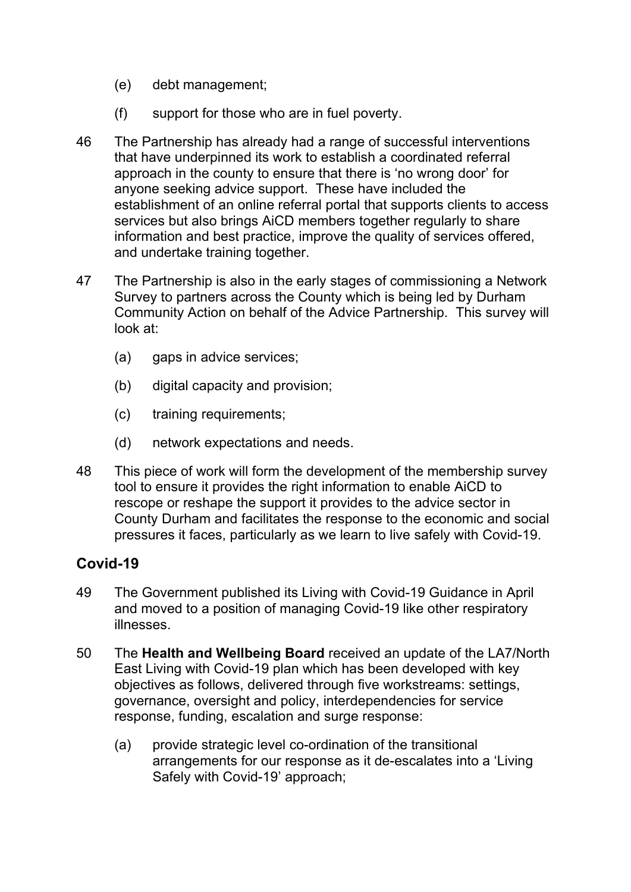(e) debt management;

(f) support for those who are in fuel poverty.

46 The Partnership has already had a range of successful interventions that have underpinned its work to establish a coordinated referral approach in the county to ensure that there is 'no wrong door' for anyone seeking advice support. These have included the establishment of an online referral portal that supports clients to access services but also brings AiCD members together regularly to share information and best practice, improve the quality of services offered, and undertake training together.

47 The Partnership is also in the early stages of commissioning a Network Survey to partners across the County which is being led by Durham Community Action on behalf of the Advice Partnership. This survey will look at:

(a) gaps in advice services;

(b) digital capacity and provision;

(c) training requirements;

(d) network expectations and needs.

48 This piece of work will form the development of the membership survey tool to ensure it provides the right information to enable AiCD to rescope or reshape the support it provides to the advice sector in County Durham and facilitates the response to the economic and social pressures it faces, particularly as we learn to live safely with Covid-19.

## Covid-19

49 The Government published its Living with Covid-19 Guidance in April and moved to a position of managing Covid-19 like other respiratory illnesses.

50 The **Health and Wellbeing Board** received an update of the LA7/North East Living with Covid-19 plan which has been developed with key objectives as follows, delivered through five workstreams: settings, governance, oversight and policy, interdependencies for service response, funding, escalation and surge response:

(a) provide strategic level co-ordination of the transitional arrangements for our response as it de-escalates into a 'Living Safely with Covid-19' approach;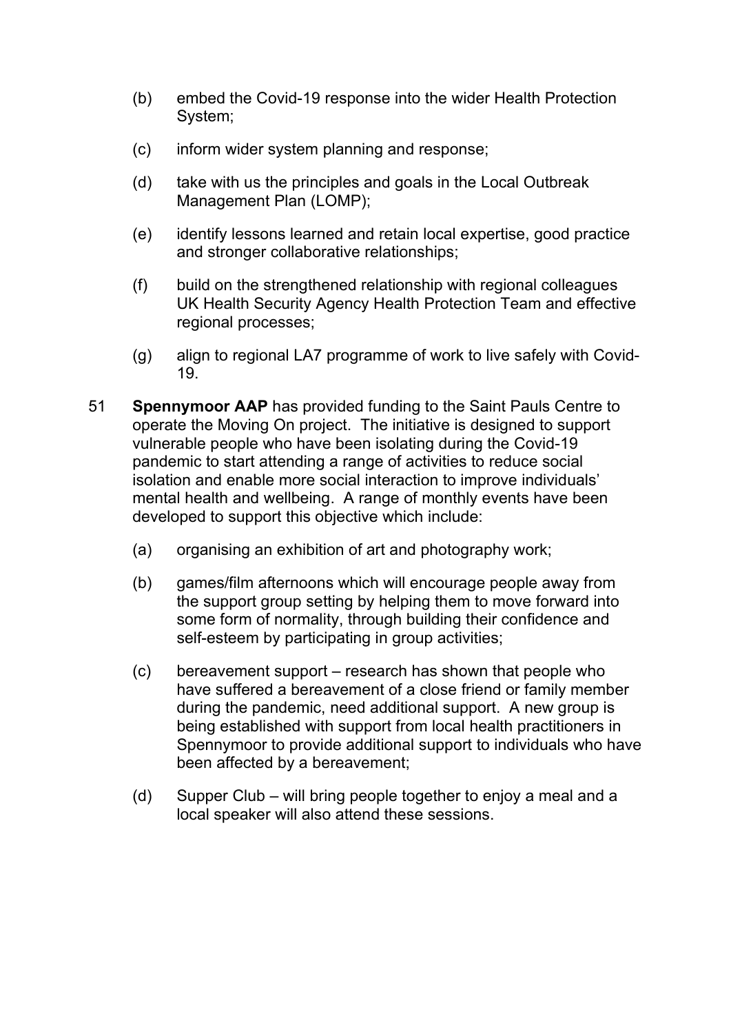(b) embed the Covid-19 response into the wider Health Protection System;

(c) inform wider system planning and response;

(d) take with us the principles and goals in the Local Outbreak Management Plan (LOMP);

(e) identify lessons learned and retain local expertise, good practice and stronger collaborative relationships;

(f) build on the strengthened relationship with regional colleagues UK Health Security Agency Health Protection Team and effective regional processes;

(g) align to regional LA7 programme of work to live safely with Covid-19.

51 **Spennymoor AAP** has provided funding to the Saint Pauls Centre to operate the Moving On project. The initiative is designed to support vulnerable people who have been isolating during the Covid-19 pandemic to start attending a range of activities to reduce social isolation and enable more social interaction to improve individuals' mental health and wellbeing. A range of monthly events have been developed to support this objective which include:

(a) organising an exhibition of art and photography work;

(b) games/film afternoons which will encourage people away from the support group setting by helping them to move forward into some form of normality, through building their confidence and self-esteem by participating in group activities;

(c) bereavement support – research has shown that people who have suffered a bereavement of a close friend or family member during the pandemic, need additional support. A new group is being established with support from local health practitioners in Spennymoor to provide additional support to individuals who have been affected by a bereavement;

(d) Supper Club – will bring people together to enjoy a meal and a local speaker will also attend these sessions.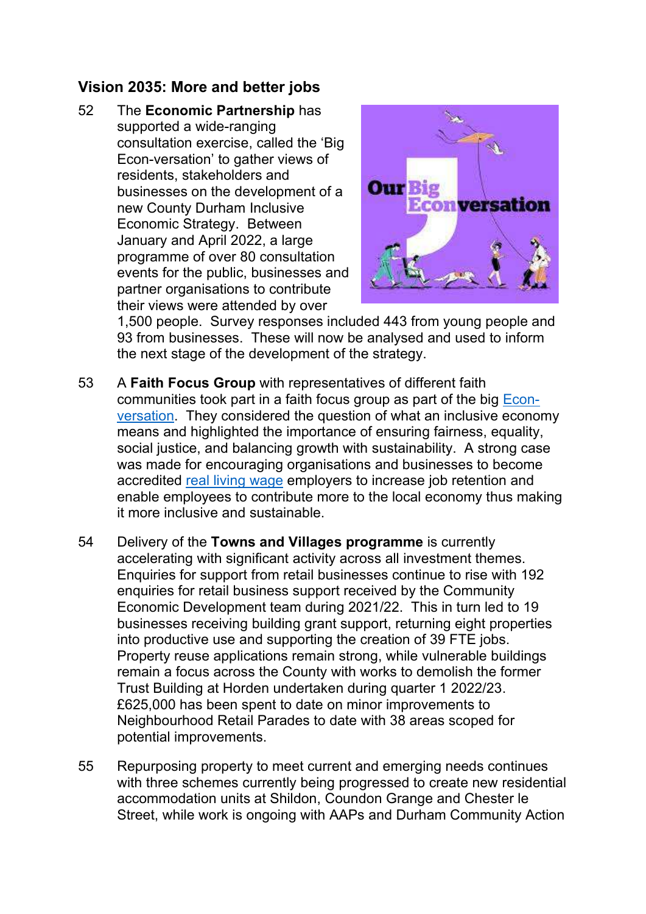## Vision 2035: More and better jobs

52 The **Economic Partnership** has supported a wide-ranging consultation exercise, called the 'Big Econ-versation' to gather views of residents, stakeholders and businesses on the development of a new County Durham Inclusive Economic Strategy. Between January and April 2022, a large programme of over 80 consultation events for the public, businesses and partner organisations to contribute their views were attended by over 1,500 people. Survey responses included 443 from young people and 93 from businesses. These will now be analysed and used to inform the next stage of the development of the strategy.

53 A **Faith Focus Group** with representatives of different faith communities took part in a faith focus group as part of the big Econ-versation. They considered the question of what an inclusive economy means and highlighted the importance of ensuring fairness, equality, social justice, and balancing growth with sustainability. A strong case was made for encouraging organisations and businesses to become accredited real living wage employers to increase job retention and enable employees to contribute more to the local economy thus making it more inclusive and sustainable.

54 Delivery of the **Towns and Villages programme** is currently accelerating with significant activity across all investment themes. Enquiries for support from retail businesses continue to rise with 192 enquiries for retail business support received by the Community Economic Development team during 2021/22. This in turn led to 19 businesses receiving building grant support, returning eight properties into productive use and supporting the creation of 39 FTE jobs. Property reuse applications remain strong, while vulnerable buildings remain a focus across the County with works to demolish the former Trust Building at Horden undertaken during quarter 1 2022/23. £625,000 has been spent to date on minor improvements to Neighbourhood Retail Parades to date with 38 areas scoped for potential improvements.

55 Repurposing property to meet current and emerging needs continues with three schemes currently being progressed to create new residential accommodation units at Shildon, Coundon Grange and Chester le Street, while work is ongoing with AAPs and Durham Community Action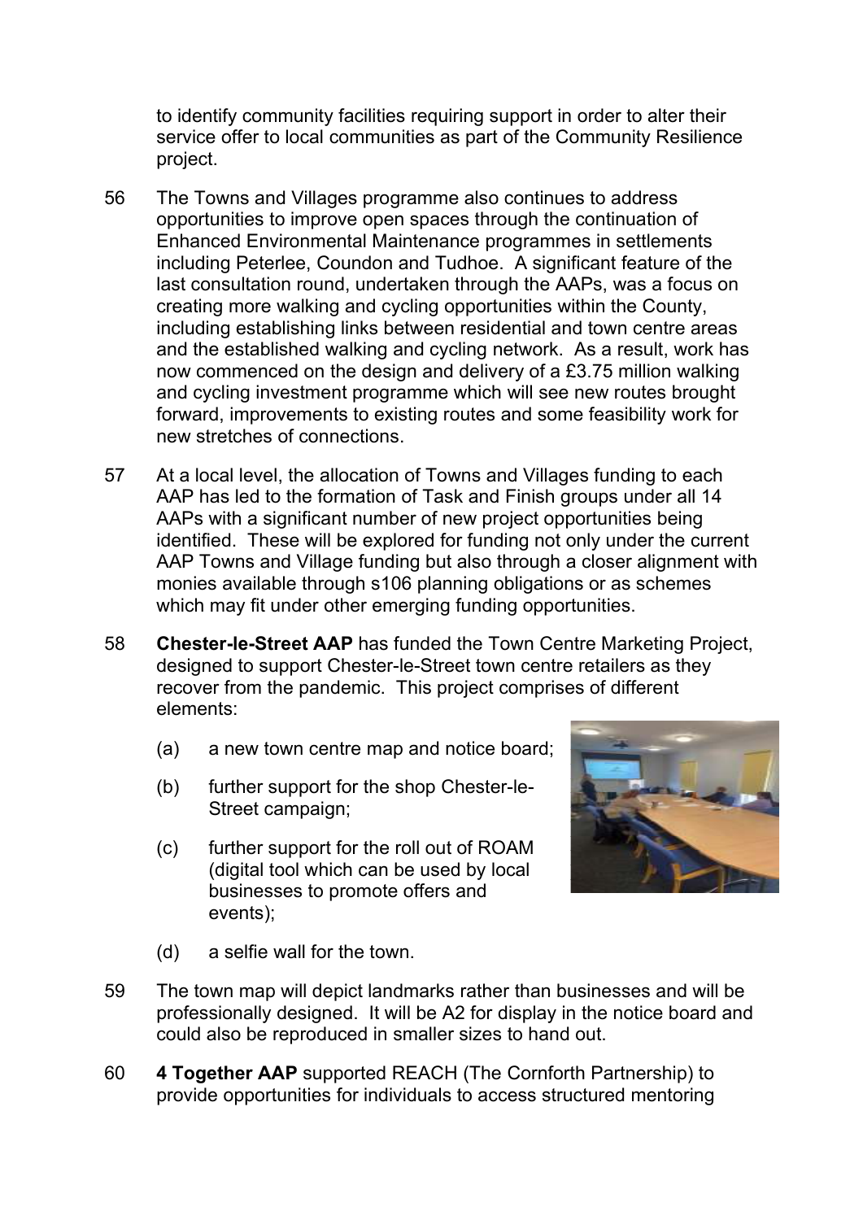to identify community facilities requiring support in order to alter their service offer to local communities as part of the Community Resilience project.

56 The Towns and Villages programme also continues to address opportunities to improve open spaces through the continuation of Enhanced Environmental Maintenance programmes in settlements including Peterlee, Coundon and Tudhoe. A significant feature of the last consultation round, undertaken through the AAPs, was a focus on creating more walking and cycling opportunities within the County, including establishing links between residential and town centre areas and the established walking and cycling network. As a result, work has now commenced on the design and delivery of a £3.75 million walking and cycling investment programme which will see new routes brought forward, improvements to existing routes and some feasibility work for new stretches of connections.

57 At a local level, the allocation of Towns and Villages funding to each AAP has led to the formation of Task and Finish groups under all 14 AAPs with a significant number of new project opportunities being identified. These will be explored for funding not only under the current AAP Towns and Village funding but also through a closer alignment with monies available through s106 planning obligations or as schemes which may fit under other emerging funding opportunities.

58 **Chester-le-Street AAP** has funded the Town Centre Marketing Project, designed to support Chester-le-Street town centre retailers as they recover from the pandemic. This project comprises of different elements:

(a) a new town centre map and notice board;

(b) further support for the shop Chester-le-Street campaign;

(c) further support for the roll out of ROAM (digital tool which can be used by local businesses to promote offers and events);

(d) a selfie wall for the town.

59 The town map will depict landmarks rather than businesses and will be professionally designed. It will be A2 for display in the notice board and could also be reproduced in smaller sizes to hand out.

60 **4 Together AAP** supported REACH (The Cornforth Partnership) to provide opportunities for individuals to access structured mentoring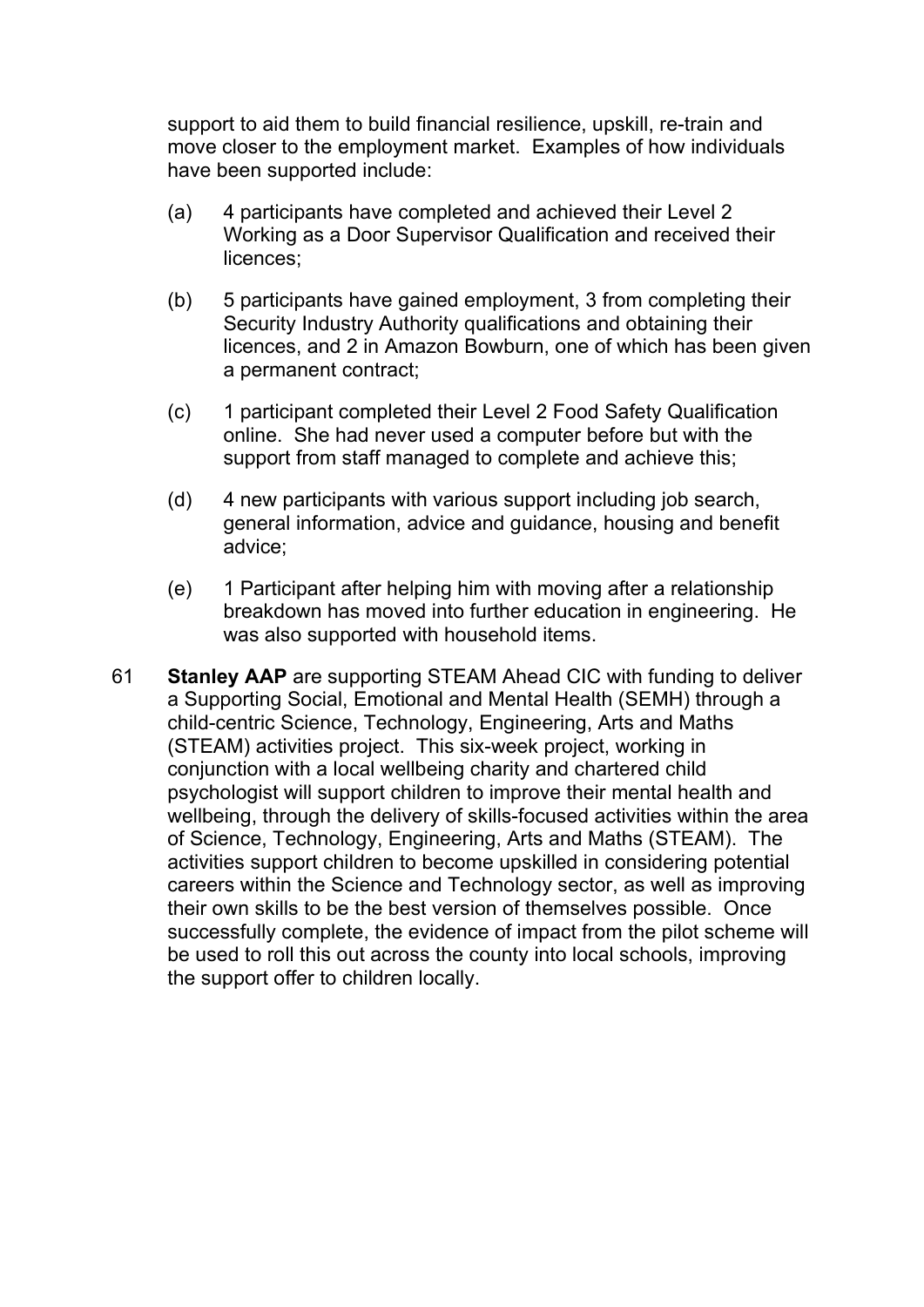support to aid them to build financial resilience, upskill, re-train and move closer to the employment market. Examples of how individuals have been supported include:

(a) 4 participants have completed and achieved their Level 2 Working as a Door Supervisor Qualification and received their licences;

(b) 5 participants have gained employment, 3 from completing their Security Industry Authority qualifications and obtaining their licences, and 2 in Amazon Bowburn, one of which has been given a permanent contract;

(c) 1 participant completed their Level 2 Food Safety Qualification online. She had never used a computer before but with the support from staff managed to complete and achieve this;

(d) 4 new participants with various support including job search, general information, advice and guidance, housing and benefit advice;

(e) 1 Participant after helping him with moving after a relationship breakdown has moved into further education in engineering. He was also supported with household items.

61 **Stanley AAP** are supporting STEAM Ahead CIC with funding to deliver a Supporting Social, Emotional and Mental Health (SEMH) through a child-centric Science, Technology, Engineering, Arts and Maths (STEAM) activities project. This six-week project, working in conjunction with a local wellbeing charity and chartered child psychologist will support children to improve their mental health and wellbeing, through the delivery of skills-focused activities within the area of Science, Technology, Engineering, Arts and Maths (STEAM). The activities support children to become upskilled in considering potential careers within the Science and Technology sector, as well as improving their own skills to be the best version of themselves possible. Once successfully complete, the evidence of impact from the pilot scheme will be used to roll this out across the county into local schools, improving the support offer to children locally.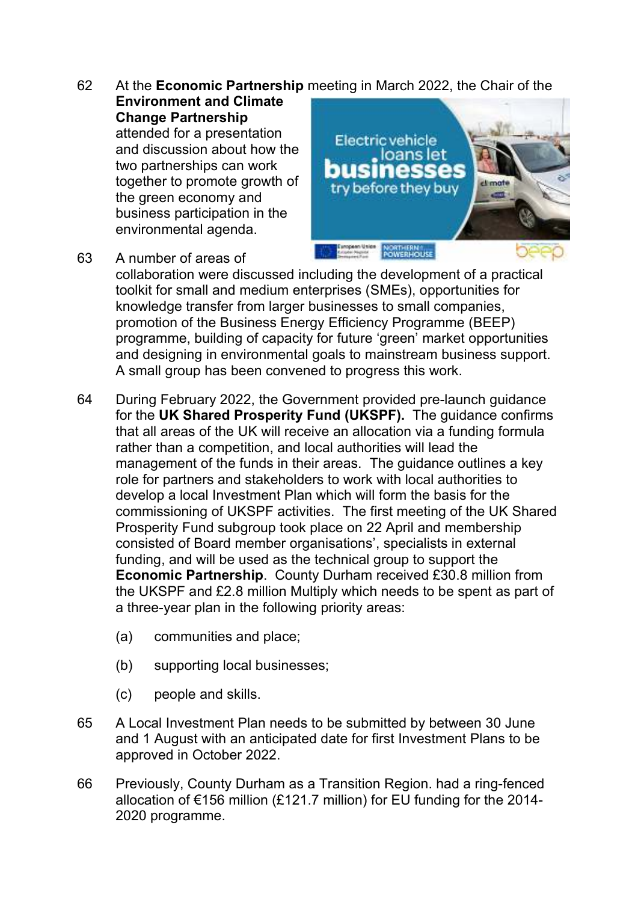62 At the **Economic Partnership** meeting in March 2022, the Chair of the **Environment and Climate Change Partnership** attended for a presentation and discussion about how the two partnerships can work together to promote growth of the green economy and business participation in the environmental agenda.

63 A number of areas of collaboration were discussed including the development of a practical toolkit for small and medium enterprises (SMEs), opportunities for knowledge transfer from larger businesses to small companies, promotion of the Business Energy Efficiency Programme (BEEP) programme, building of capacity for future 'green' market opportunities and designing in environmental goals to mainstream business support. A small group has been convened to progress this work.

64 During February 2022, the Government provided pre-launch guidance for the **UK Shared Prosperity Fund (UKSPF).** The guidance confirms that all areas of the UK will receive an allocation via a funding formula rather than a competition, and local authorities will lead the management of the funds in their areas. The guidance outlines a key role for partners and stakeholders to work with local authorities to develop a local Investment Plan which will form the basis for the commissioning of UKSPF activities. The first meeting of the UK Shared Prosperity Fund subgroup took place on 22 April and membership consisted of Board member organisations', specialists in external funding, and will be used as the technical group to support the **Economic Partnership**. County Durham received £30.8 million from the UKSPF and £2.8 million Multiply which needs to be spent as part of a three-year plan in the following priority areas:

(a) communities and place;

(b) supporting local businesses;

(c) people and skills.

65 A Local Investment Plan needs to be submitted by between 30 June and 1 August with an anticipated date for first Investment Plans to be approved in October 2022.

66 Previously, County Durham as a Transition Region. had a ring-fenced allocation of €156 million (£121.7 million) for EU funding for the 2014-2020 programme.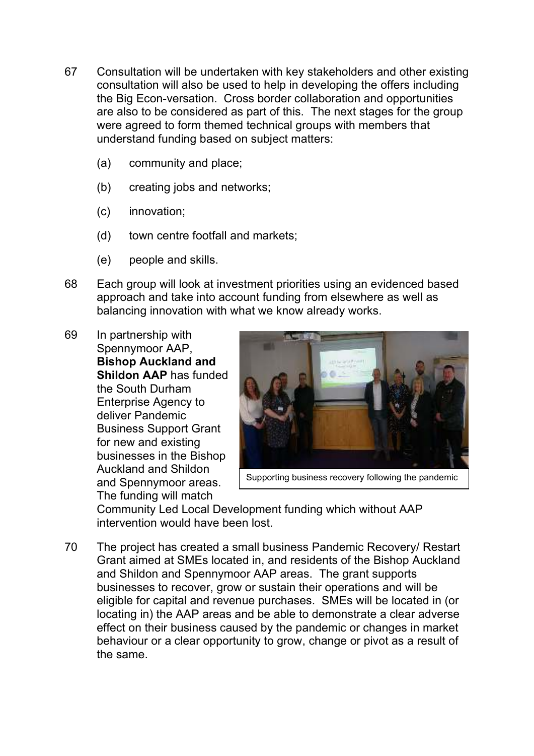67 Consultation will be undertaken with key stakeholders and other existing consultation will also be used to help in developing the offers including the Big Econ-versation. Cross border collaboration and opportunities are also to be considered as part of this. The next stages for the group were agreed to form themed technical groups with members that understand funding based on subject matters:

(a) community and place;

(b) creating jobs and networks;

(c) innovation;

(d) town centre footfall and markets;

(e) people and skills.

68 Each group will look at investment priorities using an evidenced based approach and take into account funding from elsewhere as well as balancing innovation with what we know already works.

69 In partnership with Spennymoor AAP, **Bishop Auckland and Shildon AAP** has funded the South Durham Enterprise Agency to deliver Pandemic Business Support Grant for new and existing businesses in the Bishop Auckland and Shildon and Spennymoor areas. The funding will match Community Led Local Development funding which without AAP intervention would have been lost.

Supporting business recovery following the pandemic

70 The project has created a small business Pandemic Recovery/ Restart Grant aimed at SMEs located in, and residents of the Bishop Auckland and Shildon and Spennymoor AAP areas. The grant supports businesses to recover, grow or sustain their operations and will be eligible for capital and revenue purchases. SMEs will be located in (or locating in) the AAP areas and be able to demonstrate a clear adverse effect on their business caused by the pandemic or changes in market behaviour or a clear opportunity to grow, change or pivot as a result of the same.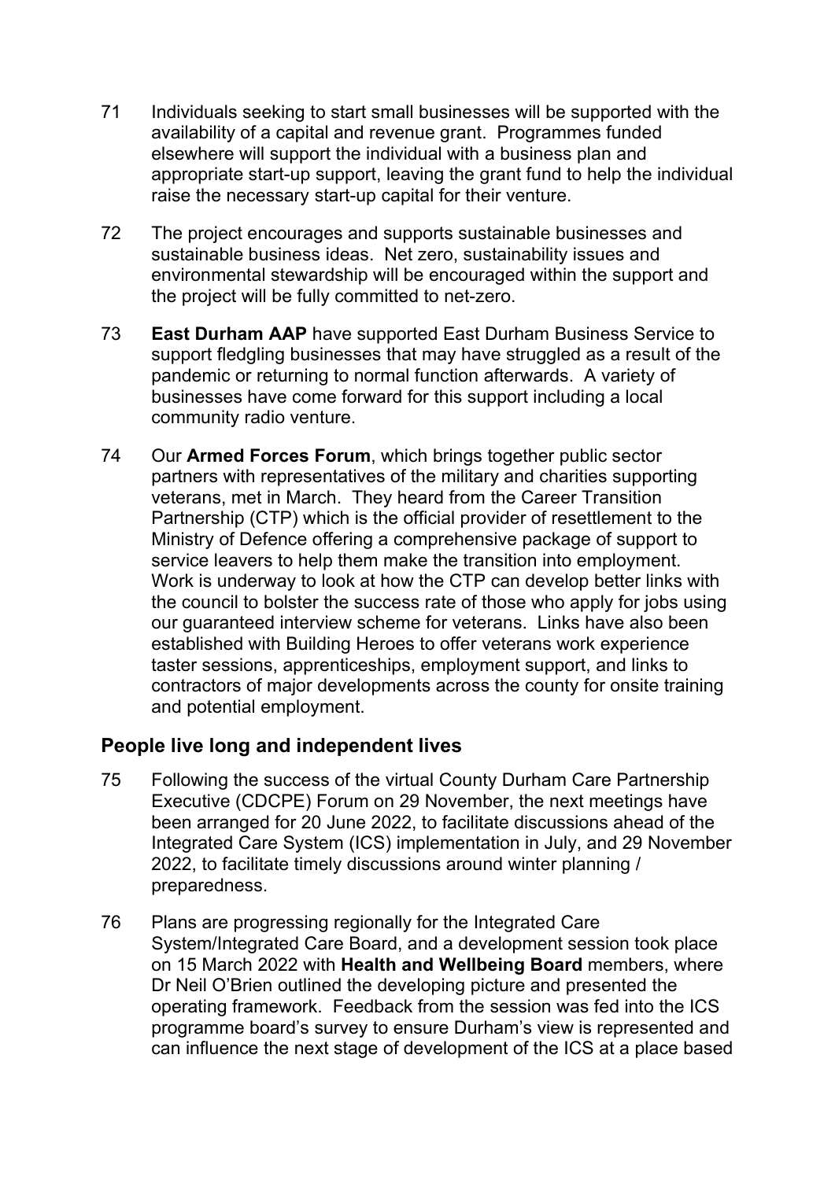71 Individuals seeking to start small businesses will be supported with the availability of a capital and revenue grant. Programmes funded elsewhere will support the individual with a business plan and appropriate start-up support, leaving the grant fund to help the individual raise the necessary start-up capital for their venture.

72 The project encourages and supports sustainable businesses and sustainable business ideas. Net zero, sustainability issues and environmental stewardship will be encouraged within the support and the project will be fully committed to net-zero.

73 **East Durham AAP** have supported East Durham Business Service to support fledgling businesses that may have struggled as a result of the pandemic or returning to normal function afterwards. A variety of businesses have come forward for this support including a local community radio venture.

74 Our **Armed Forces Forum**, which brings together public sector partners with representatives of the military and charities supporting veterans, met in March. They heard from the Career Transition Partnership (CTP) which is the official provider of resettlement to the Ministry of Defence offering a comprehensive package of support to service leavers to help them make the transition into employment. Work is underway to look at how the CTP can develop better links with the council to bolster the success rate of those who apply for jobs using our guaranteed interview scheme for veterans. Links have also been established with Building Heroes to offer veterans work experience taster sessions, apprenticeships, employment support, and links to contractors of major developments across the county for onsite training and potential employment.

## People live long and independent lives

75 Following the success of the virtual County Durham Care Partnership Executive (CDCPE) Forum on 29 November, the next meetings have been arranged for 20 June 2022, to facilitate discussions ahead of the Integrated Care System (ICS) implementation in July, and 29 November 2022, to facilitate timely discussions around winter planning / preparedness.

76 Plans are progressing regionally for the Integrated Care System/Integrated Care Board, and a development session took place on 15 March 2022 with **Health and Wellbeing Board** members, where Dr Neil O'Brien outlined the developing picture and presented the operating framework. Feedback from the session was fed into the ICS programme board's survey to ensure Durham's view is represented and can influence the next stage of development of the ICS at a place based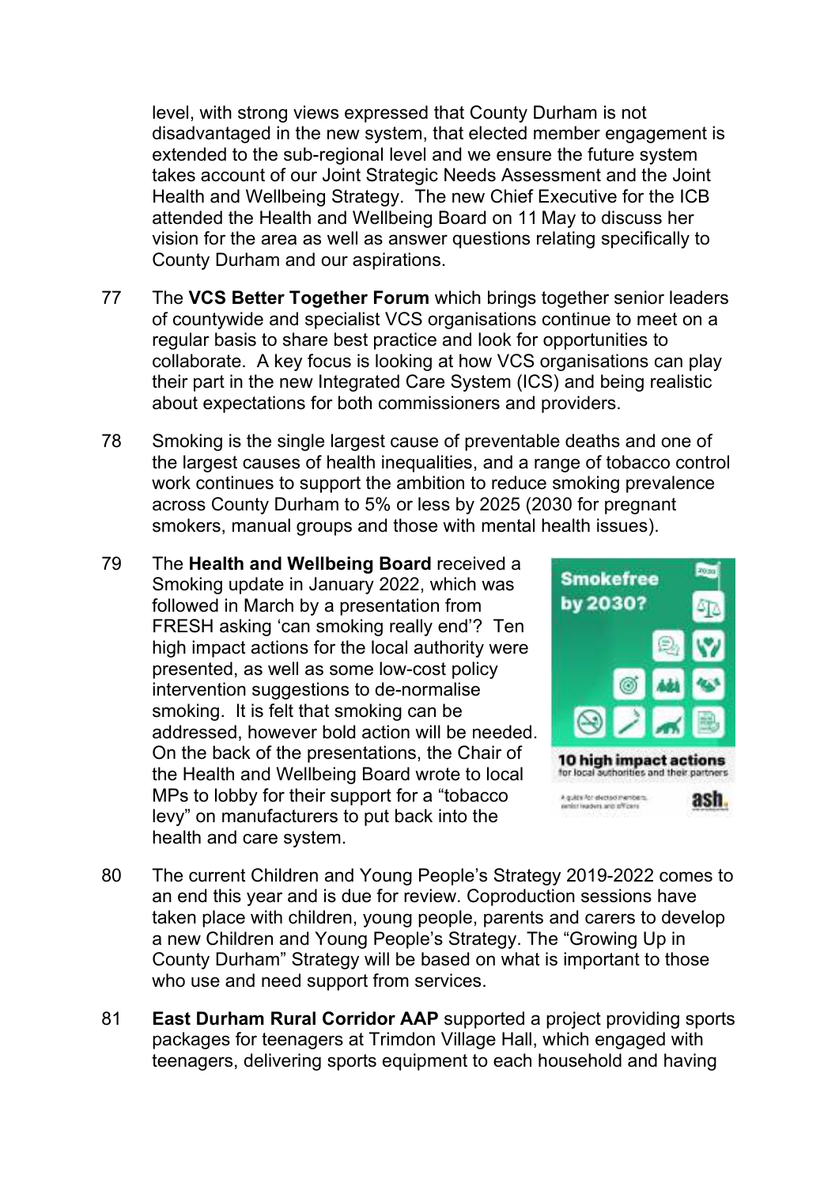level, with strong views expressed that County Durham is not disadvantaged in the new system, that elected member engagement is extended to the sub-regional level and we ensure the future system takes account of our Joint Strategic Needs Assessment and the Joint Health and Wellbeing Strategy. The new Chief Executive for the ICB attended the Health and Wellbeing Board on 11 May to discuss her vision for the area as well as answer questions relating specifically to County Durham and our aspirations.

77 The **VCS Better Together Forum** which brings together senior leaders of countywide and specialist VCS organisations continue to meet on a regular basis to share best practice and look for opportunities to collaborate. A key focus is looking at how VCS organisations can play their part in the new Integrated Care System (ICS) and being realistic about expectations for both commissioners and providers.

78 Smoking is the single largest cause of preventable deaths and one of the largest causes of health inequalities, and a range of tobacco control work continues to support the ambition to reduce smoking prevalence across County Durham to 5% or less by 2025 (2030 for pregnant smokers, manual groups and those with mental health issues).

79 The **Health and Wellbeing Board** received a Smoking update in January 2022, which was followed in March by a presentation from FRESH asking 'can smoking really end'? Ten high impact actions for the local authority were presented, as well as some low-cost policy intervention suggestions to de-normalise smoking. It is felt that smoking can be addressed, however bold action will be needed. On the back of the presentations, the Chair of the Health and Wellbeing Board wrote to local MPs to lobby for their support for a "tobacco levy" on manufacturers to put back into the health and care system.

80 The current Children and Young People's Strategy 2019-2022 comes to an end this year and is due for review. Coproduction sessions have taken place with children, young people, parents and carers to develop a new Children and Young People's Strategy. The "Growing Up in County Durham" Strategy will be based on what is important to those who use and need support from services.

81 **East Durham Rural Corridor AAP** supported a project providing sports packages for teenagers at Trimdon Village Hall, which engaged with teenagers, delivering sports equipment to each household and having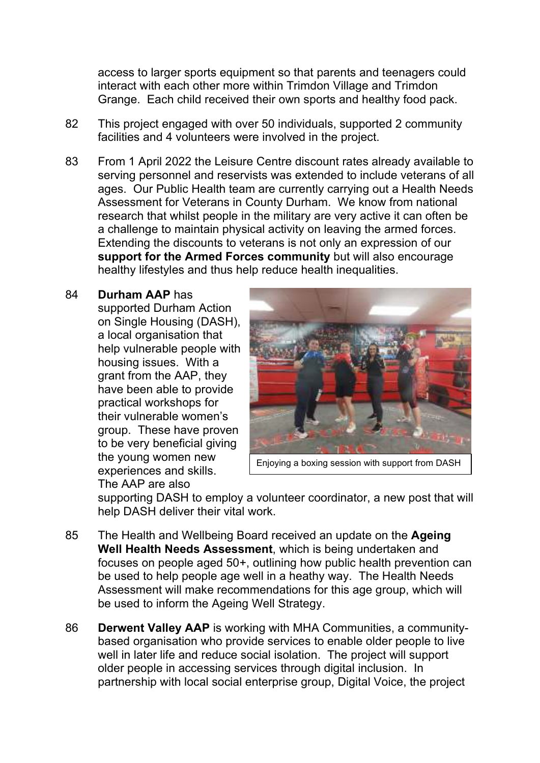access to larger sports equipment so that parents and teenagers could interact with each other more within Trimdon Village and Trimdon Grange. Each child received their own sports and healthy food pack.

82 This project engaged with over 50 individuals, supported 2 community facilities and 4 volunteers were involved in the project.

83 From 1 April 2022 the Leisure Centre discount rates already available to serving personnel and reservists was extended to include veterans of all ages. Our Public Health team are currently carrying out a Health Needs Assessment for Veterans in County Durham. We know from national research that whilst people in the military are very active it can often be a challenge to maintain physical activity on leaving the armed forces. Extending the discounts to veterans is not only an expression of our **support for the Armed Forces community** but will also encourage healthy lifestyles and thus help reduce health inequalities.

84 **Durham AAP** has supported Durham Action on Single Housing (DASH), a local organisation that help vulnerable people with housing issues. With a grant from the AAP, they have been able to provide practical workshops for their vulnerable women's group. These have proven to be very beneficial giving the young women new experiences and skills. The AAP are also supporting DASH to employ a volunteer coordinator, a new post that will help DASH deliver their vital work.

Enjoying a boxing session with support from DASH

85 The Health and Wellbeing Board received an update on the **Ageing Well Health Needs Assessment**, which is being undertaken and focuses on people aged 50+, outlining how public health prevention can be used to help people age well in a heathy way. The Health Needs Assessment will make recommendations for this age group, which will be used to inform the Ageing Well Strategy.

86 **Derwent Valley AAP** is working with MHA Communities, a community-based organisation who provide services to enable older people to live well in later life and reduce social isolation. The project will support older people in accessing services through digital inclusion. In partnership with local social enterprise group, Digital Voice, the project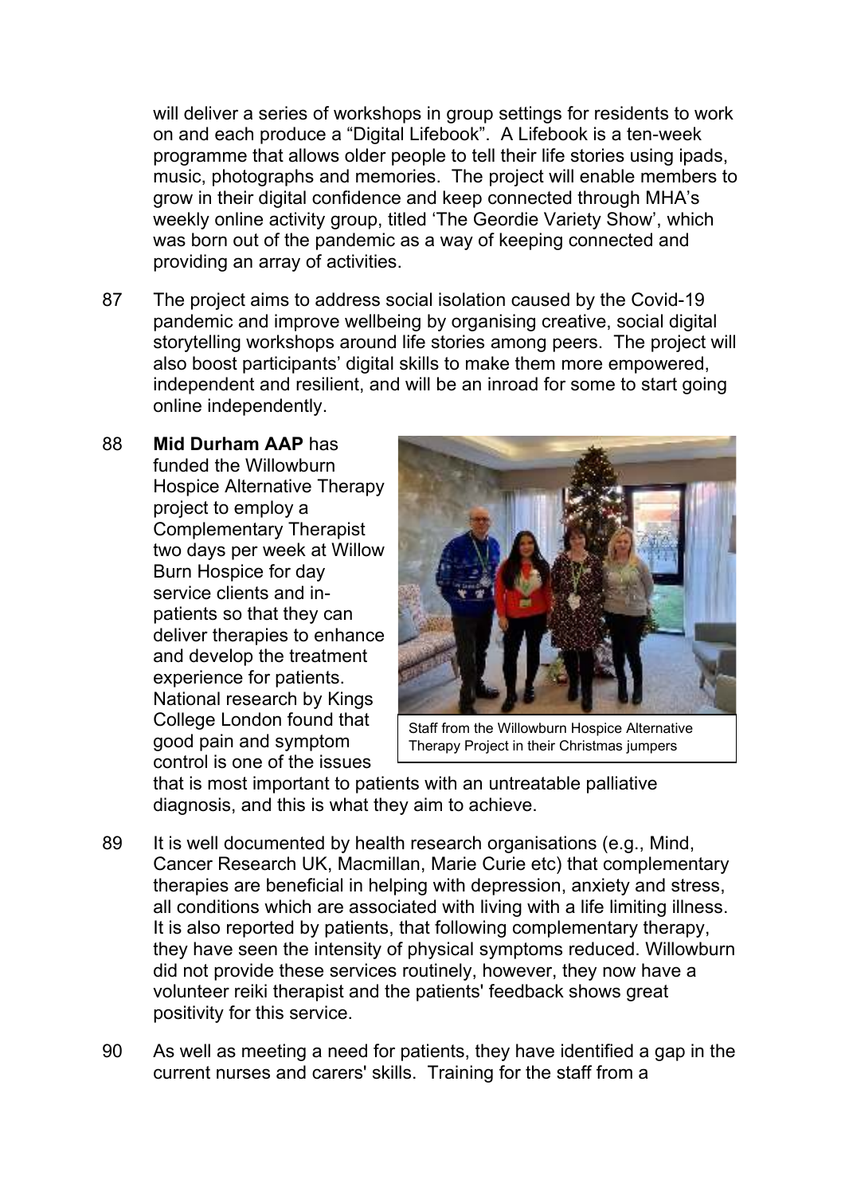will deliver a series of workshops in group settings for residents to work on and each produce a "Digital Lifebook". A Lifebook is a ten-week programme that allows older people to tell their life stories using ipads, music, photographs and memories. The project will enable members to grow in their digital confidence and keep connected through MHA's weekly online activity group, titled 'The Geordie Variety Show', which was born out of the pandemic as a way of keeping connected and providing an array of activities.

87 The project aims to address social isolation caused by the Covid-19 pandemic and improve wellbeing by organising creative, social digital storytelling workshops around life stories among peers. The project will also boost participants' digital skills to make them more empowered, independent and resilient, and will be an inroad for some to start going online independently.

88 **Mid Durham AAP** has funded the Willowburn Hospice Alternative Therapy project to employ a Complementary Therapist two days per week at Willow Burn Hospice for day service clients and in-patients so that they can deliver therapies to enhance and develop the treatment experience for patients. National research by Kings College London found that good pain and symptom control is one of the issues that is most important to patients with an untreatable palliative diagnosis, and this is what they aim to achieve.

Staff from the Willowburn Hospice Alternative Therapy Project in their Christmas jumpers

89 It is well documented by health research organisations (e.g., Mind, Cancer Research UK, Macmillan, Marie Curie etc) that complementary therapies are beneficial in helping with depression, anxiety and stress, all conditions which are associated with living with a life limiting illness. It is also reported by patients, that following complementary therapy, they have seen the intensity of physical symptoms reduced. Willowburn did not provide these services routinely, however, they now have a volunteer reiki therapist and the patients' feedback shows great positivity for this service.

90 As well as meeting a need for patients, they have identified a gap in the current nurses and carers' skills. Training for the staff from a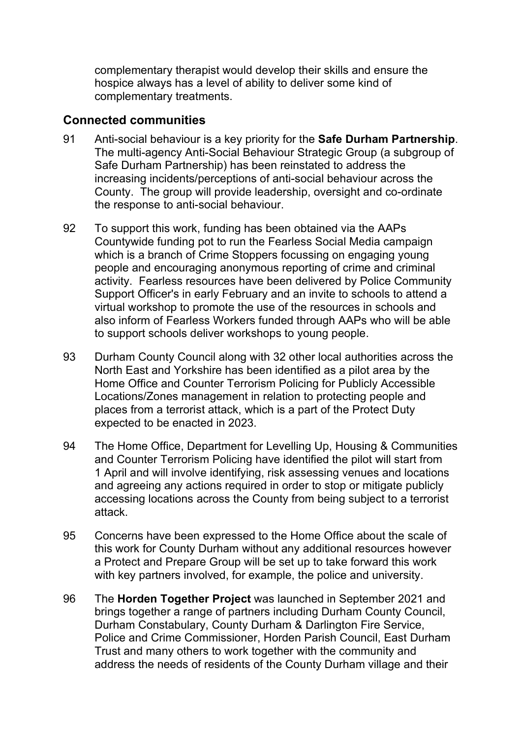complementary therapist would develop their skills and ensure the hospice always has a level of ability to deliver some kind of complementary treatments.

## Connected communities

91 Anti-social behaviour is a key priority for the **Safe Durham Partnership**. The multi-agency Anti-Social Behaviour Strategic Group (a subgroup of Safe Durham Partnership) has been reinstated to address the increasing incidents/perceptions of anti-social behaviour across the County. The group will provide leadership, oversight and co-ordinate the response to anti-social behaviour.

92 To support this work, funding has been obtained via the AAPs Countywide funding pot to run the Fearless Social Media campaign which is a branch of Crime Stoppers focussing on engaging young people and encouraging anonymous reporting of crime and criminal activity. Fearless resources have been delivered by Police Community Support Officer's in early February and an invite to schools to attend a virtual workshop to promote the use of the resources in schools and also inform of Fearless Workers funded through AAPs who will be able to support schools deliver workshops to young people.

93 Durham County Council along with 32 other local authorities across the North East and Yorkshire has been identified as a pilot area by the Home Office and Counter Terrorism Policing for Publicly Accessible Locations/Zones management in relation to protecting people and places from a terrorist attack, which is a part of the Protect Duty expected to be enacted in 2023.

94 The Home Office, Department for Levelling Up, Housing & Communities and Counter Terrorism Policing have identified the pilot will start from 1 April and will involve identifying, risk assessing venues and locations and agreeing any actions required in order to stop or mitigate publicly accessing locations across the County from being subject to a terrorist attack.

95 Concerns have been expressed to the Home Office about the scale of this work for County Durham without any additional resources however a Protect and Prepare Group will be set up to take forward this work with key partners involved, for example, the police and university.

96 The **Horden Together Project** was launched in September 2021 and brings together a range of partners including Durham County Council, Durham Constabulary, County Durham & Darlington Fire Service, Police and Crime Commissioner, Horden Parish Council, East Durham Trust and many others to work together with the community and address the needs of residents of the County Durham village and their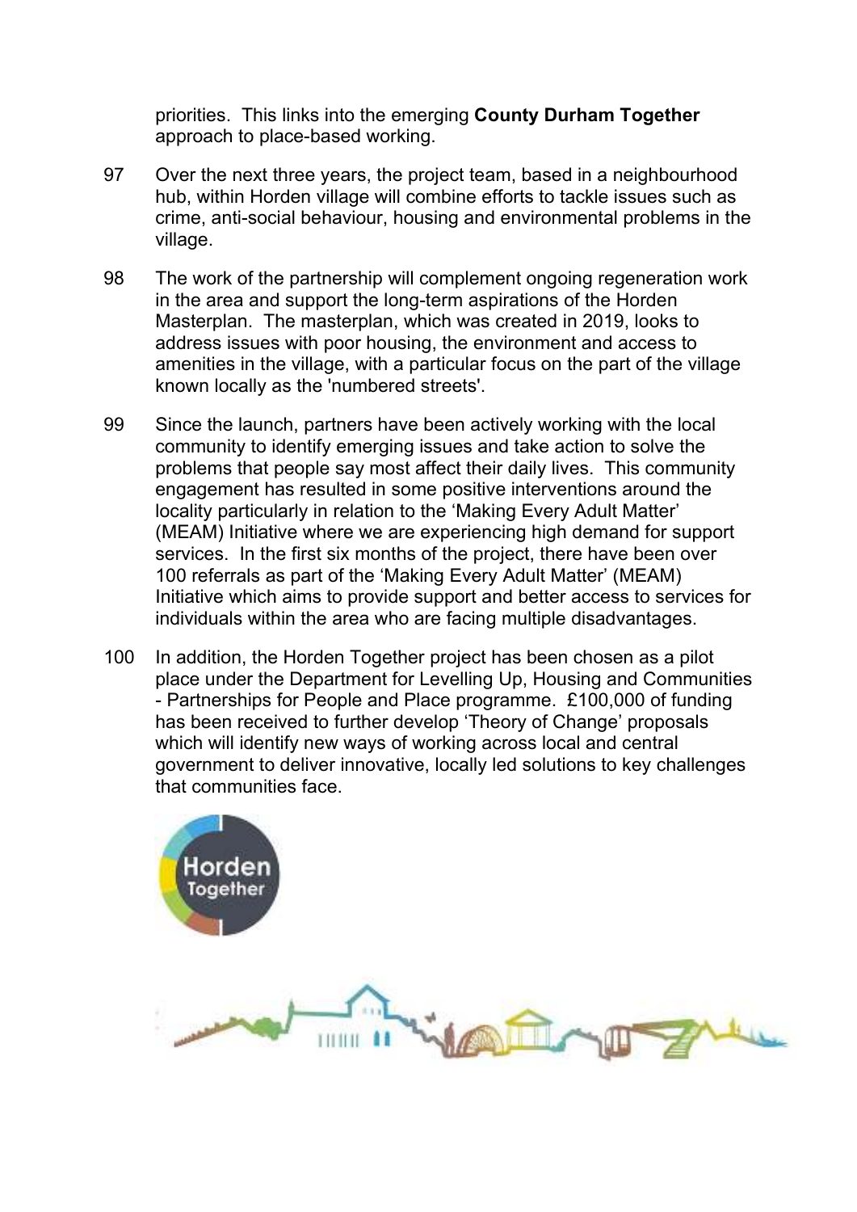priorities. This links into the emerging **County Durham Together** approach to place-based working.

97 Over the next three years, the project team, based in a neighbourhood hub, within Horden village will combine efforts to tackle issues such as crime, anti-social behaviour, housing and environmental problems in the village.

98 The work of the partnership will complement ongoing regeneration work in the area and support the long-term aspirations of the Horden Masterplan. The masterplan, which was created in 2019, looks to address issues with poor housing, the environment and access to amenities in the village, with a particular focus on the part of the village known locally as the 'numbered streets'.

99 Since the launch, partners have been actively working with the local community to identify emerging issues and take action to solve the problems that people say most affect their daily lives. This community engagement has resulted in some positive interventions around the locality particularly in relation to the 'Making Every Adult Matter' (MEAM) Initiative where we are experiencing high demand for support services. In the first six months of the project, there have been over 100 referrals as part of the 'Making Every Adult Matter' (MEAM) Initiative which aims to provide support and better access to services for individuals within the area who are facing multiple disadvantages.

100 In addition, the Horden Together project has been chosen as a pilot place under the Department for Levelling Up, Housing and Communities - Partnerships for People and Place programme. £100,000 of funding has been received to further develop 'Theory of Change' proposals which will identify new ways of working across local and central government to deliver innovative, locally led solutions to key challenges that communities face.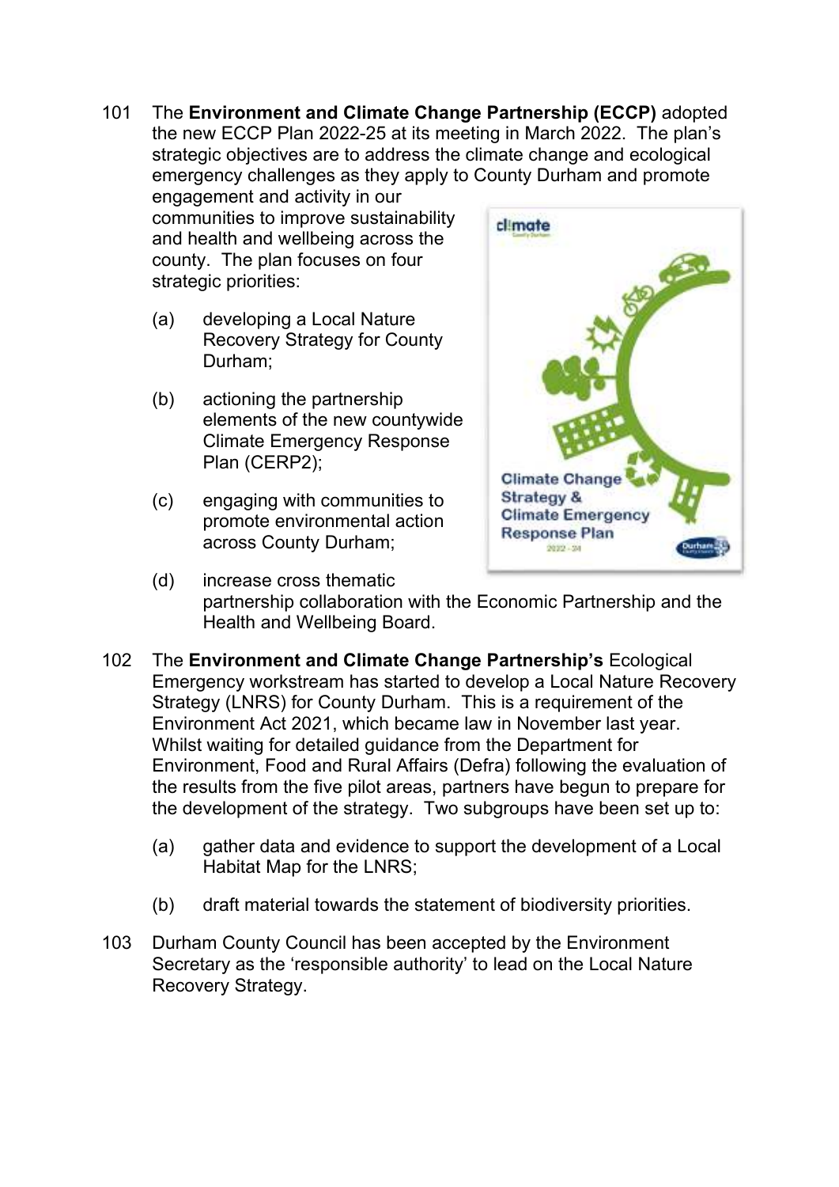101 The **Environment and Climate Change Partnership (ECCP)** adopted the new ECCP Plan 2022-25 at its meeting in March 2022. The plan's strategic objectives are to address the climate change and ecological emergency challenges as they apply to County Durham and promote engagement and activity in our communities to improve sustainability and health and wellbeing across the county. The plan focuses on four strategic priorities:

(a) developing a Local Nature Recovery Strategy for County Durham;

(b) actioning the partnership elements of the new countywide Climate Emergency Response Plan (CERP2);

(c) engaging with communities to promote environmental action across County Durham;

(d) increase cross thematic partnership collaboration with the Economic Partnership and the Health and Wellbeing Board.

102 The **Environment and Climate Change Partnership's** Ecological Emergency workstream has started to develop a Local Nature Recovery Strategy (LNRS) for County Durham. This is a requirement of the Environment Act 2021, which became law in November last year. Whilst waiting for detailed guidance from the Department for Environment, Food and Rural Affairs (Defra) following the evaluation of the results from the five pilot areas, partners have begun to prepare for the development of the strategy. Two subgroups have been set up to:

(a) gather data and evidence to support the development of a Local Habitat Map for the LNRS;

(b) draft material towards the statement of biodiversity priorities.

103 Durham County Council has been accepted by the Environment Secretary as the 'responsible authority' to lead on the Local Nature Recovery Strategy.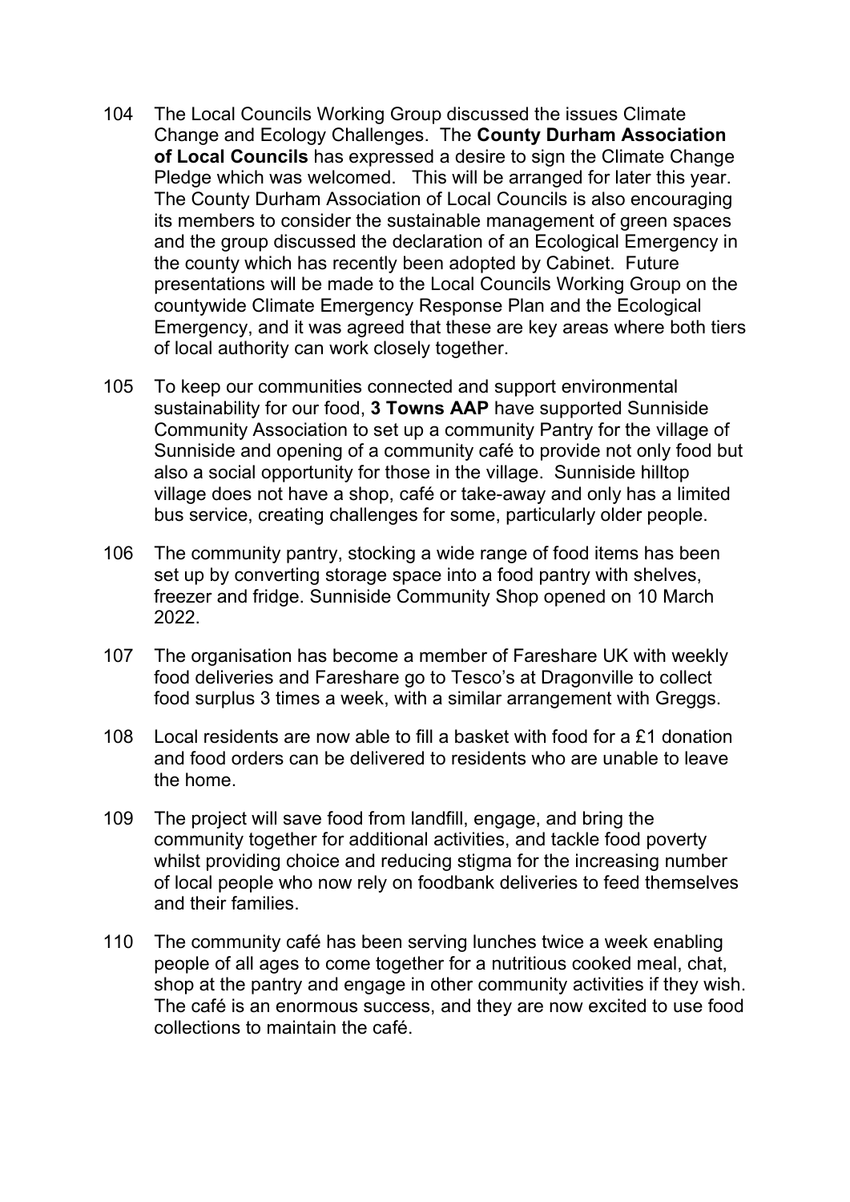104 The Local Councils Working Group discussed the issues Climate Change and Ecology Challenges. The **County Durham Association of Local Councils** has expressed a desire to sign the Climate Change Pledge which was welcomed. This will be arranged for later this year. The County Durham Association of Local Councils is also encouraging its members to consider the sustainable management of green spaces and the group discussed the declaration of an Ecological Emergency in the county which has recently been adopted by Cabinet. Future presentations will be made to the Local Councils Working Group on the countywide Climate Emergency Response Plan and the Ecological Emergency, and it was agreed that these are key areas where both tiers of local authority can work closely together.

105 To keep our communities connected and support environmental sustainability for our food, **3 Towns AAP** have supported Sunniside Community Association to set up a community Pantry for the village of Sunniside and opening of a community café to provide not only food but also a social opportunity for those in the village. Sunniside hilltop village does not have a shop, café or take-away and only has a limited bus service, creating challenges for some, particularly older people.

106 The community pantry, stocking a wide range of food items has been set up by converting storage space into a food pantry with shelves, freezer and fridge. Sunniside Community Shop opened on 10 March 2022.

107 The organisation has become a member of Fareshare UK with weekly food deliveries and Fareshare go to Tesco's at Dragonville to collect food surplus 3 times a week, with a similar arrangement with Greggs.

108 Local residents are now able to fill a basket with food for a £1 donation and food orders can be delivered to residents who are unable to leave the home.

109 The project will save food from landfill, engage, and bring the community together for additional activities, and tackle food poverty whilst providing choice and reducing stigma for the increasing number of local people who now rely on foodbank deliveries to feed themselves and their families.

110 The community café has been serving lunches twice a week enabling people of all ages to come together for a nutritious cooked meal, chat, shop at the pantry and engage in other community activities if they wish. The café is an enormous success, and they are now excited to use food collections to maintain the café.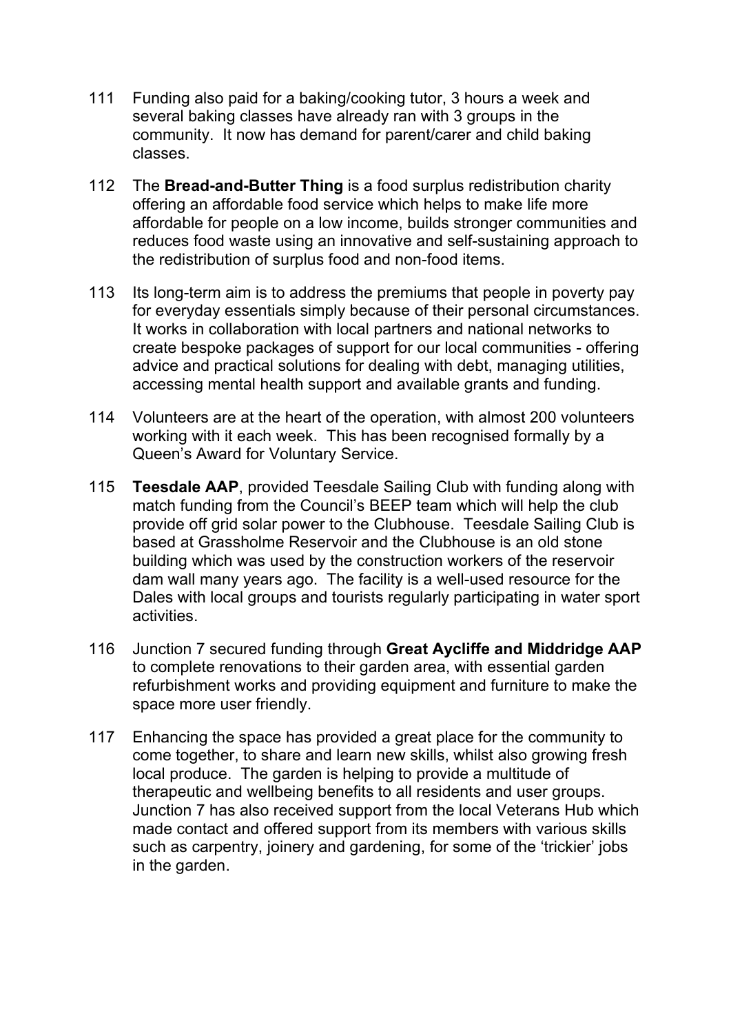111 Funding also paid for a baking/cooking tutor, 3 hours a week and several baking classes have already ran with 3 groups in the community. It now has demand for parent/carer and child baking classes.

112 The **Bread-and-Butter Thing** is a food surplus redistribution charity offering an affordable food service which helps to make life more affordable for people on a low income, builds stronger communities and reduces food waste using an innovative and self-sustaining approach to the redistribution of surplus food and non-food items.

113 Its long-term aim is to address the premiums that people in poverty pay for everyday essentials simply because of their personal circumstances. It works in collaboration with local partners and national networks to create bespoke packages of support for our local communities - offering advice and practical solutions for dealing with debt, managing utilities, accessing mental health support and available grants and funding.

114 Volunteers are at the heart of the operation, with almost 200 volunteers working with it each week. This has been recognised formally by a Queen's Award for Voluntary Service.

115 **Teesdale AAP**, provided Teesdale Sailing Club with funding along with match funding from the Council's BEEP team which will help the club provide off grid solar power to the Clubhouse. Teesdale Sailing Club is based at Grassholme Reservoir and the Clubhouse is an old stone building which was used by the construction workers of the reservoir dam wall many years ago. The facility is a well-used resource for the Dales with local groups and tourists regularly participating in water sport activities.

116 Junction 7 secured funding through **Great Aycliffe and Middridge AAP** to complete renovations to their garden area, with essential garden refurbishment works and providing equipment and furniture to make the space more user friendly.

117 Enhancing the space has provided a great place for the community to come together, to share and learn new skills, whilst also growing fresh local produce. The garden is helping to provide a multitude of therapeutic and wellbeing benefits to all residents and user groups. Junction 7 has also received support from the local Veterans Hub which made contact and offered support from its members with various skills such as carpentry, joinery and gardening, for some of the 'trickier' jobs in the garden.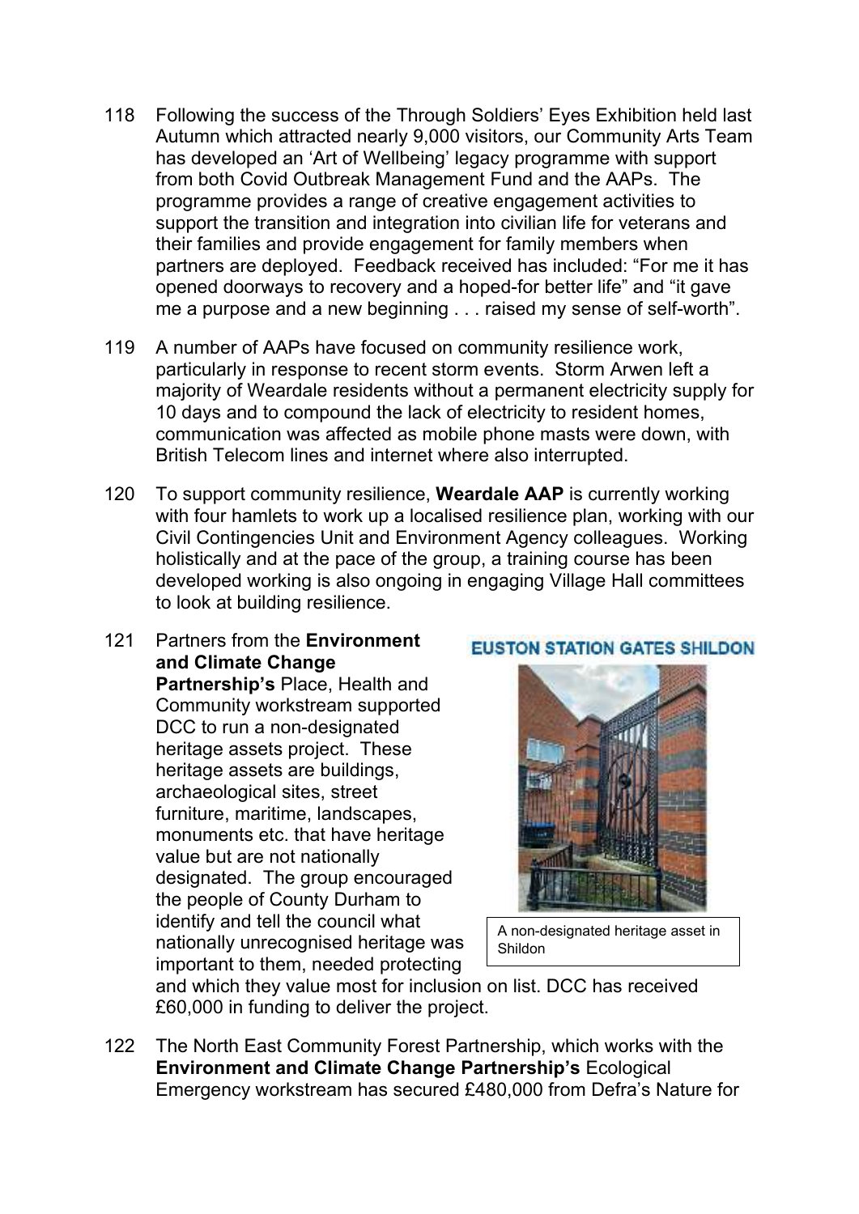118 Following the success of the Through Soldiers' Eyes Exhibition held last Autumn which attracted nearly 9,000 visitors, our Community Arts Team has developed an 'Art of Wellbeing' legacy programme with support from both Covid Outbreak Management Fund and the AAPs. The programme provides a range of creative engagement activities to support the transition and integration into civilian life for veterans and their families and provide engagement for family members when partners are deployed. Feedback received has included: "For me it has opened doorways to recovery and a hoped-for better life" and "it gave me a purpose and a new beginning . . . raised my sense of self-worth".

119 A number of AAPs have focused on community resilience work, particularly in response to recent storm events. Storm Arwen left a majority of Weardale residents without a permanent electricity supply for 10 days and to compound the lack of electricity to resident homes, communication was affected as mobile phone masts were down, with British Telecom lines and internet where also interrupted.

120 To support community resilience, **Weardale AAP** is currently working with four hamlets to work up a localised resilience plan, working with our Civil Contingencies Unit and Environment Agency colleagues. Working holistically and at the pace of the group, a training course has been developed working is also ongoing in engaging Village Hall committees to look at building resilience.

121 Partners from the **Environment and Climate Change Partnership's** Place, Health and Community workstream supported DCC to run a non-designated heritage assets project. These heritage assets are buildings, archaeological sites, street furniture, maritime, landscapes, monuments etc. that have heritage value but are not nationally designated. The group encouraged the people of County Durham to identify and tell the council what nationally unrecognised heritage was important to them, needed protecting and which they value most for inclusion on list. DCC has received £60,000 in funding to deliver the project.

EUSTON STATION GATES SHILDON

A non-designated heritage asset in Shildon

122 The North East Community Forest Partnership, which works with the **Environment and Climate Change Partnership's** Ecological Emergency workstream has secured £480,000 from Defra's Nature for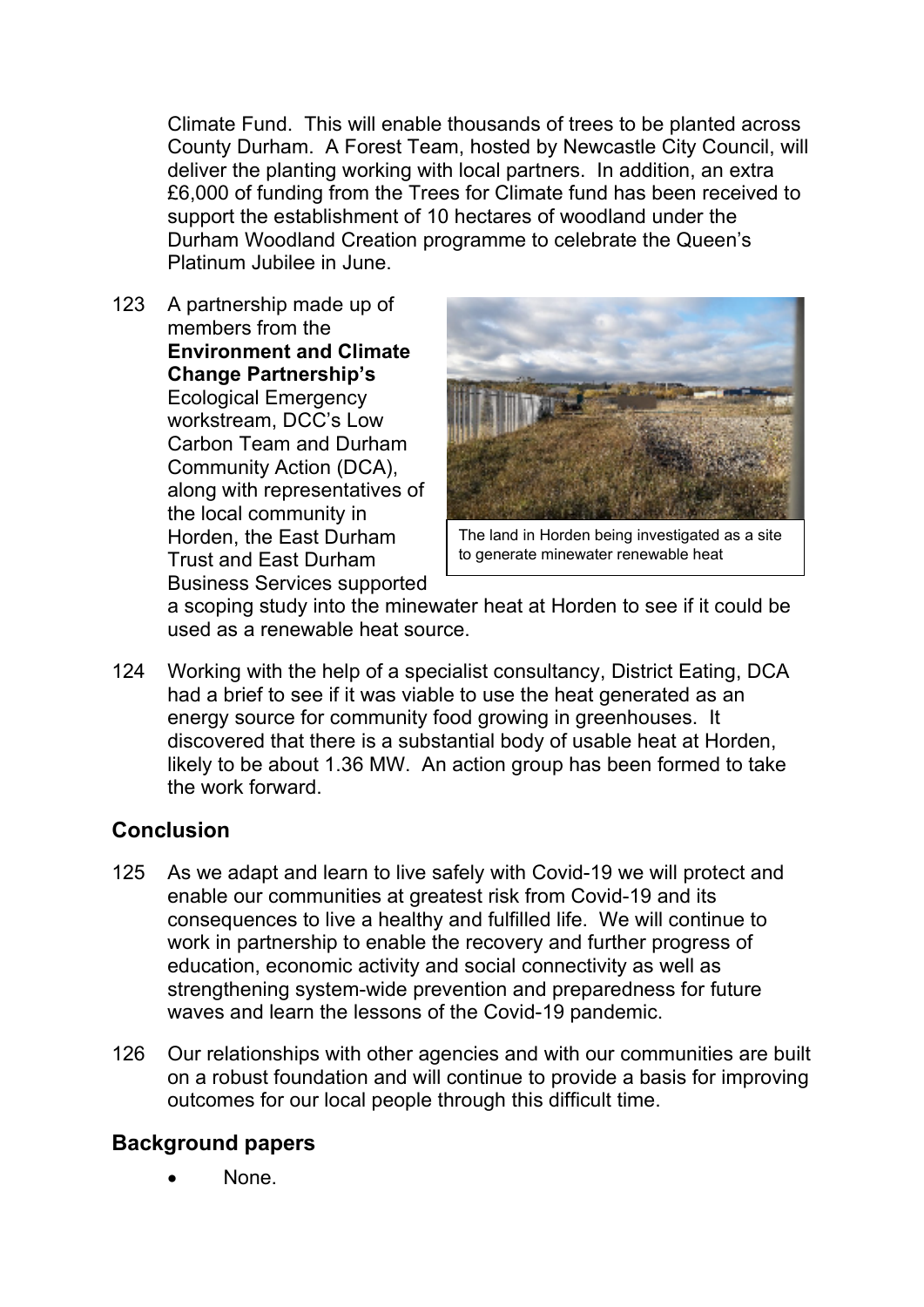Climate Fund. This will enable thousands of trees to be planted across County Durham. A Forest Team, hosted by Newcastle City Council, will deliver the planting working with local partners. In addition, an extra £6,000 of funding from the Trees for Climate fund has been received to support the establishment of 10 hectares of woodland under the Durham Woodland Creation programme to celebrate the Queen's Platinum Jubilee in June.

123 A partnership made up of members from the **Environment and Climate Change Partnership's** Ecological Emergency workstream, DCC's Low Carbon Team and Durham Community Action (DCA), along with representatives of the local community in Horden, the East Durham Trust and East Durham Business Services supported a scoping study into the minewater heat at Horden to see if it could be used as a renewable heat source.

The land in Horden being investigated as a site to generate minewater renewable heat

124 Working with the help of a specialist consultancy, District Eating, DCA had a brief to see if it was viable to use the heat generated as an energy source for community food growing in greenhouses. It discovered that there is a substantial body of usable heat at Horden, likely to be about 1.36 MW. An action group has been formed to take the work forward.

## Conclusion

125 As we adapt and learn to live safely with Covid-19 we will protect and enable our communities at greatest risk from Covid-19 and its consequences to live a healthy and fulfilled life. We will continue to work in partnership to enable the recovery and further progress of education, economic activity and social connectivity as well as strengthening system-wide prevention and preparedness for future waves and learn the lessons of the Covid-19 pandemic.

126 Our relationships with other agencies and with our communities are built on a robust foundation and will continue to provide a basis for improving outcomes for our local people through this difficult time.

## Background papers

- None.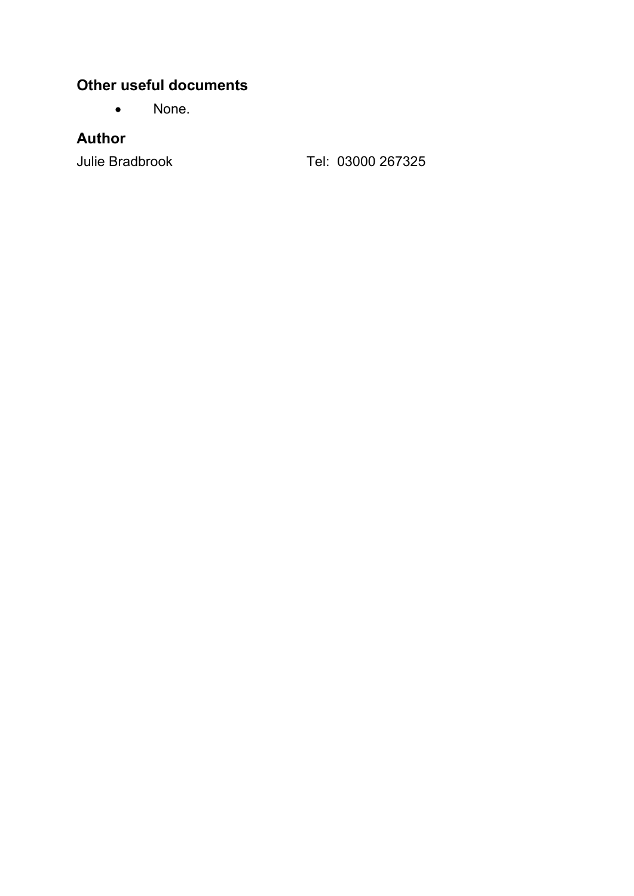## Other useful documents

- None.

## Author

Julie Bradbrook Tel: 03000 267325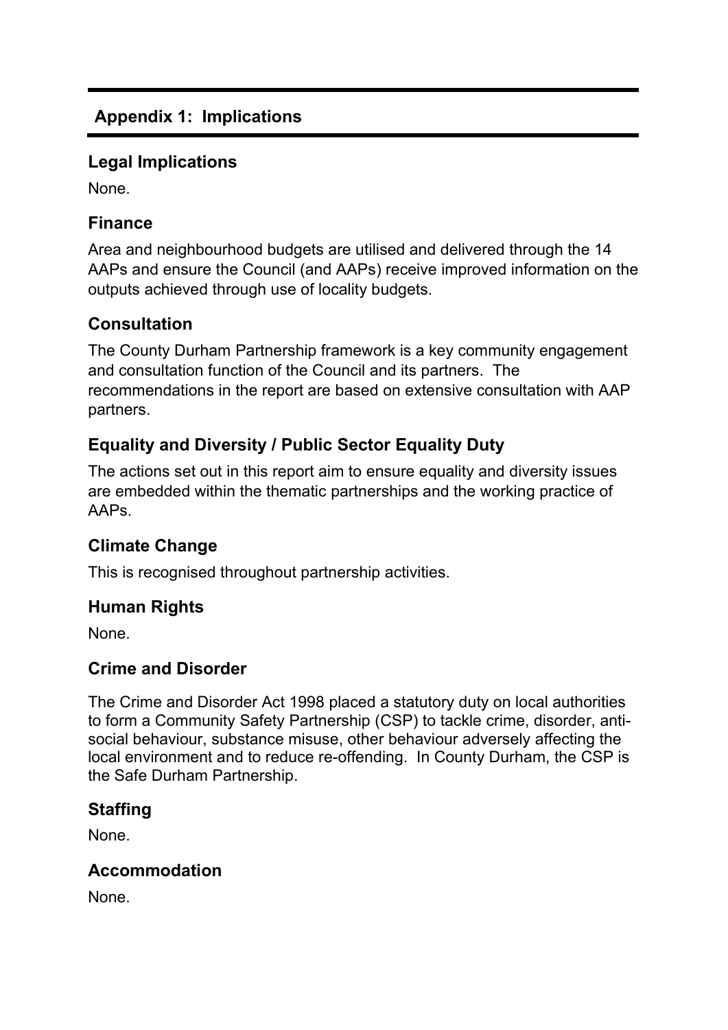## Appendix 1: Implications

### Legal Implications

None.

### Finance

Area and neighbourhood budgets are utilised and delivered through the 14 AAPs and ensure the Council (and AAPs) receive improved information on the outputs achieved through use of locality budgets.

### Consultation

The County Durham Partnership framework is a key community engagement and consultation function of the Council and its partners. The recommendations in the report are based on extensive consultation with AAP partners.

### Equality and Diversity / Public Sector Equality Duty

The actions set out in this report aim to ensure equality and diversity issues are embedded within the thematic partnerships and the working practice of AAPs.

### Climate Change

This is recognised throughout partnership activities.

### Human Rights

None.

### Crime and Disorder

The Crime and Disorder Act 1998 placed a statutory duty on local authorities to form a Community Safety Partnership (CSP) to tackle crime, disorder, anti-social behaviour, substance misuse, other behaviour adversely affecting the local environment and to reduce re-offending. In County Durham, the CSP is the Safe Durham Partnership.

### Staffing

None.

### Accommodation

None.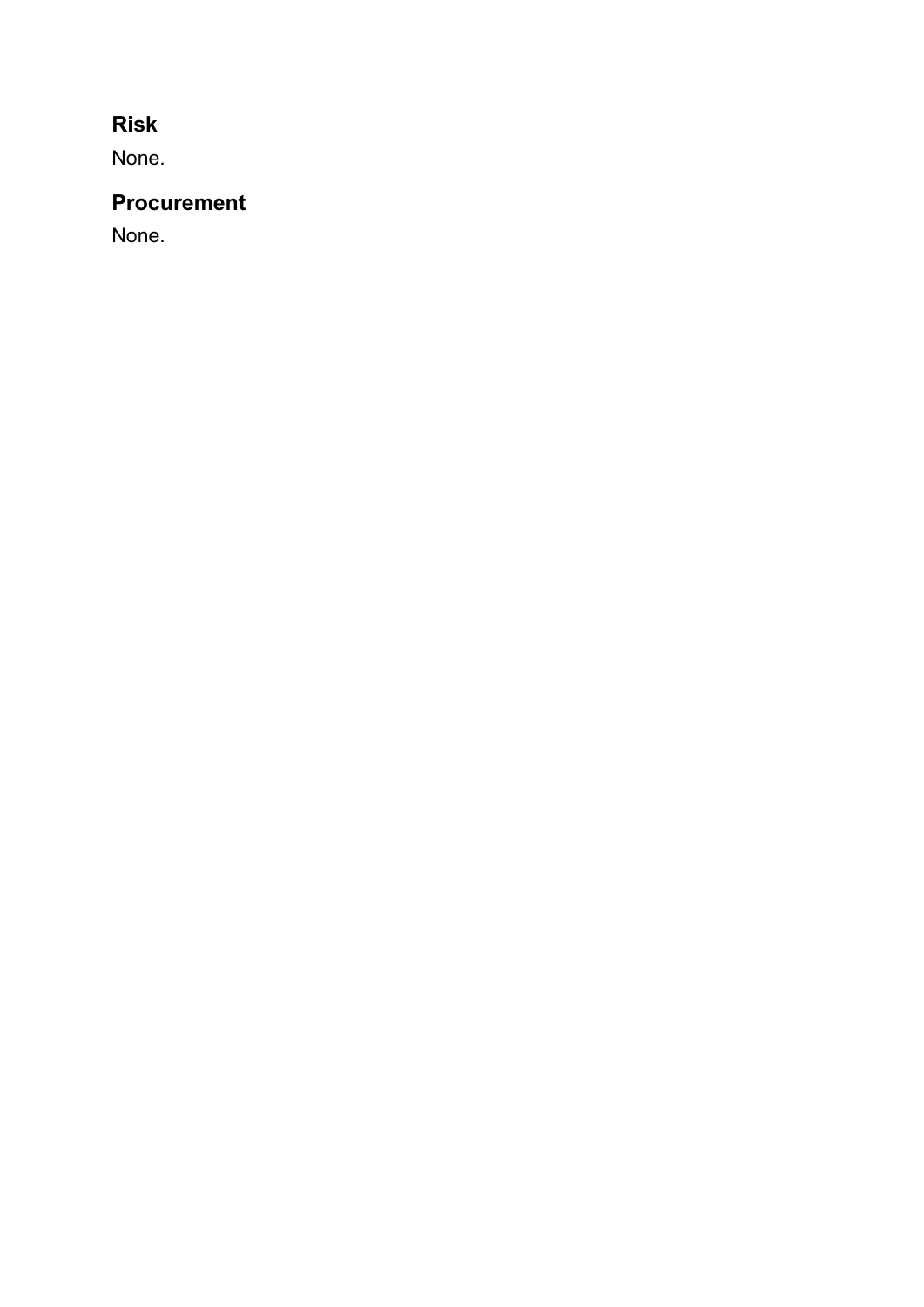### Risk

None.

### Procurement

None.